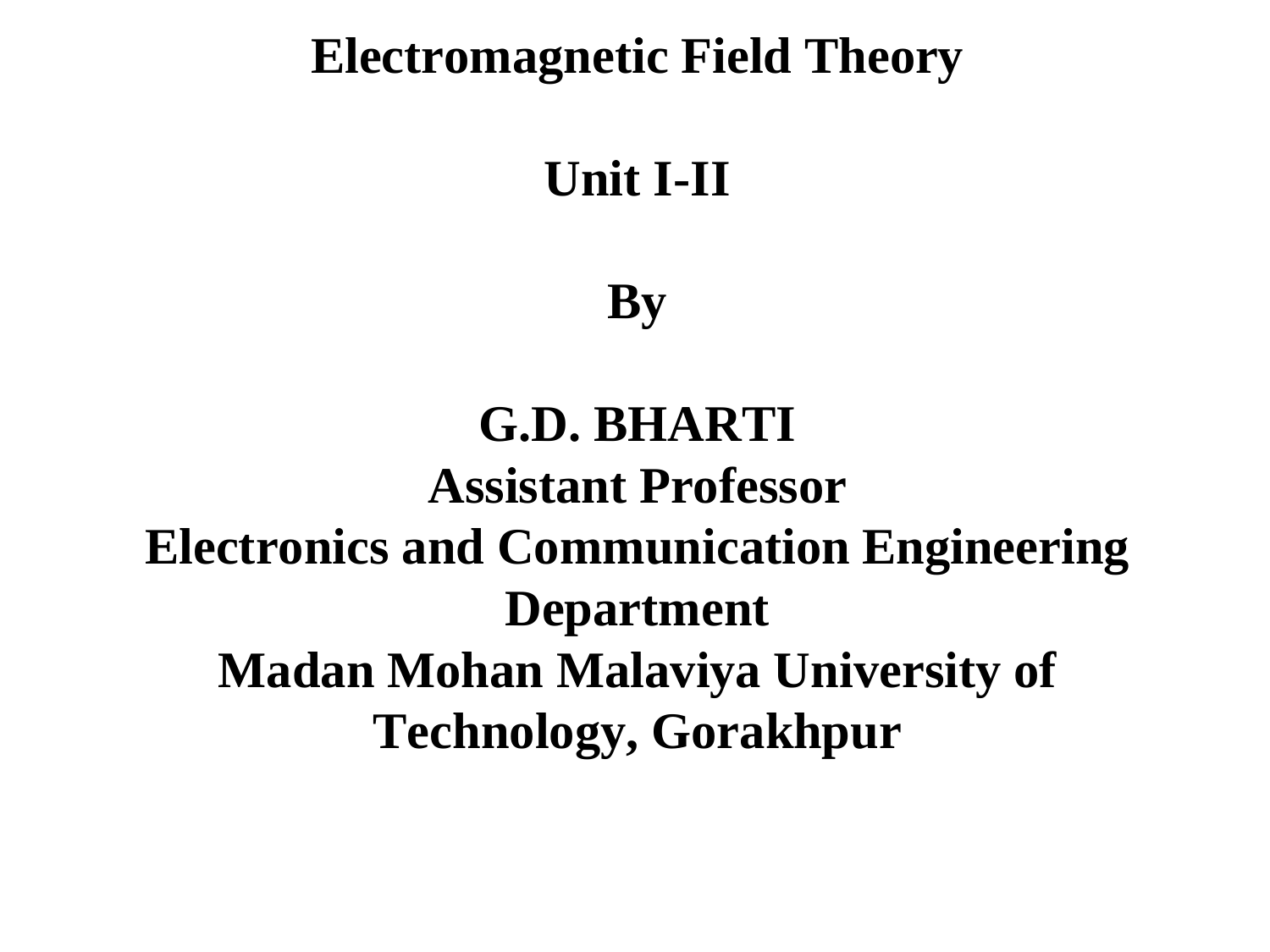# Electromagnetic Field Theory

## Unit I-II

**By**

**G.D. BHARTI**
**Assistant Professor**
**Electronics and Communication Engineering Department**
**Madan Mohan Malaviya University of Technology, Gorakhpur**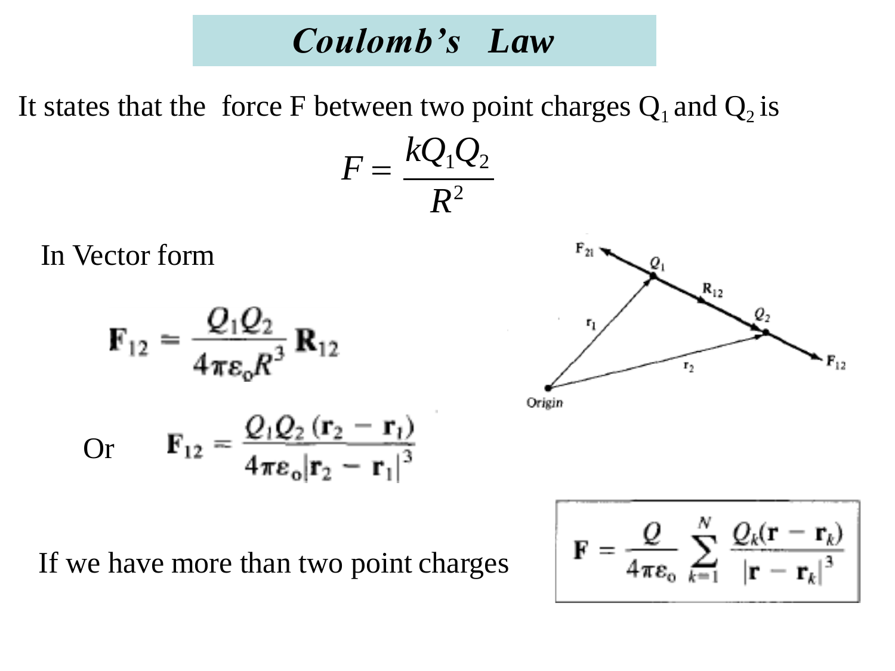# *Coulomb's Law*

It states that the force F between two point charges $Q_1$ and $Q_2$ is

$$F = \frac{kQ_1Q_2}{R^2}$$

In Vector form

$$\mathbf{F}_{12} = \frac{Q_1Q_2}{4\pi\varepsilon_o R^3}\mathbf{R}_{12}$$

Or

$$\mathbf{F}_{12} = \frac{Q_1Q_2(\mathbf{r}_2 - \mathbf{r}_1)}{4\pi\varepsilon_o|\mathbf{r}_2 - \mathbf{r}_1|^3}$$

If we have more than two point charges

$$\mathbf{F} = \frac{Q}{4\pi\varepsilon_o}\sum_{k=1}^{N}\frac{Q_k(\mathbf{r} - \mathbf{r}_k)}{|\mathbf{r} - \mathbf{r}_k|^3}$$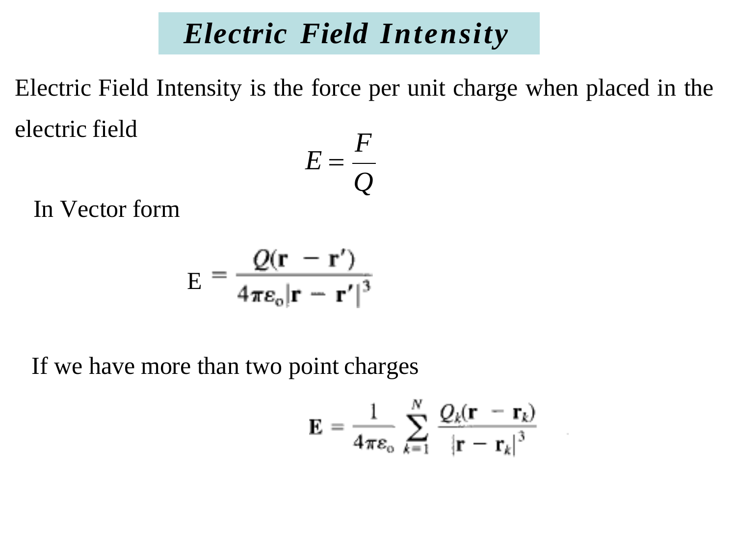# *Electric Field Intensity*

Electric Field Intensity is the force per unit charge when placed in the electric field

$$E = \frac{F}{Q}$$

In Vector form

$$\mathrm{E} = \frac{Q(\mathbf{r} - \mathbf{r}')}{4\pi\varepsilon_o|\mathbf{r} - \mathbf{r}'|^3}$$

If we have more than two point charges

$$\mathbf{E} = \frac{1}{4\pi\varepsilon_o}\sum_{k=1}^{N}\frac{Q_k(\mathbf{r} - \mathbf{r}_k)}{|\mathbf{r} - \mathbf{r}_k|^3}$$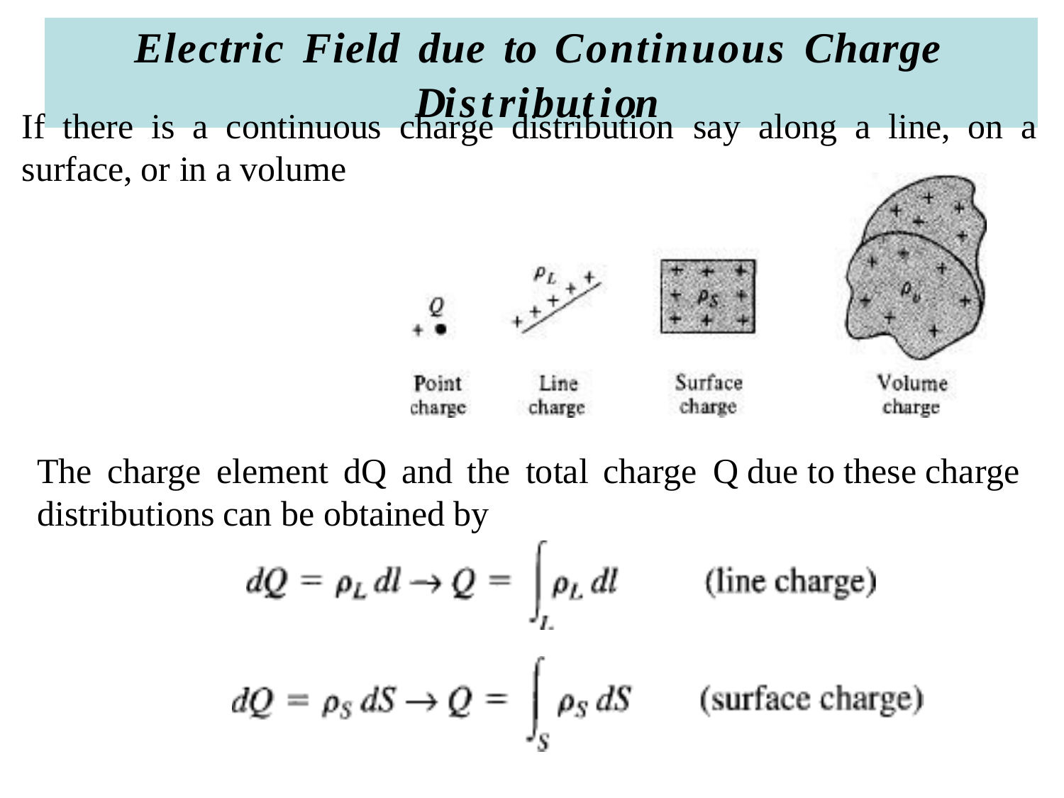# *Electric Field due to Continuous Charge Distribution*

If there is a continuous charge distribution say along a line, on a surface, or in a volume

Point charge | Line charge | Surface charge | Volume charge

The charge element dQ and the total charge Q due to these charge distributions can be obtained by

$$dQ = \rho_L \, dl \rightarrow Q = \int_L \rho_L \, dl \qquad \text{(line charge)}$$

$$dQ = \rho_S \, dS \rightarrow Q = \int_S \rho_S \, dS \qquad \text{(surface charge)}$$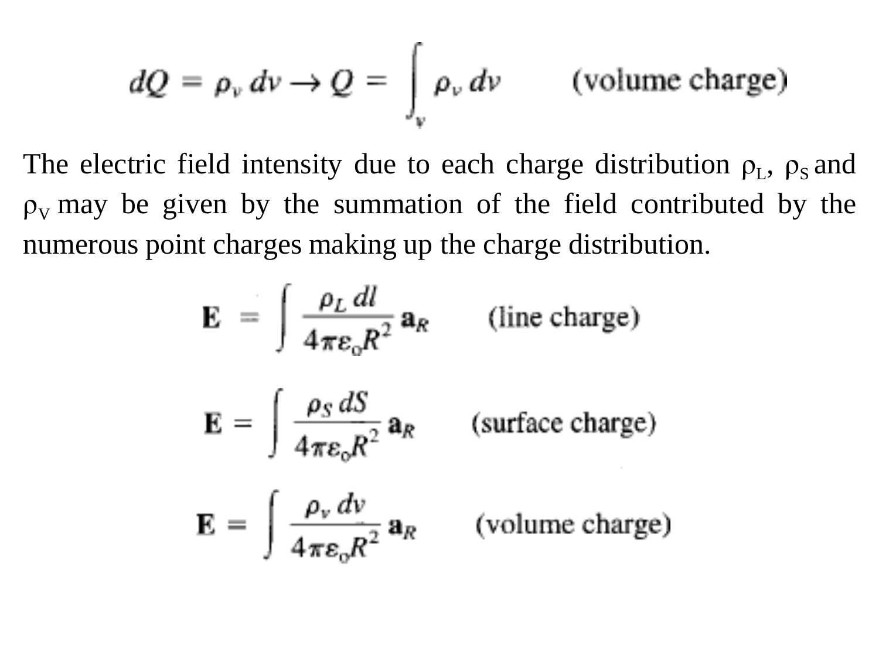$$dQ = \rho_v \, dv \rightarrow Q = \int_v \rho_v \, dv \qquad \text{(volume charge)}$$

The electric field intensity due to each charge distribution $\rho_L$, $\rho_S$ and $\rho_V$ may be given by the summation of the field contributed by the numerous point charges making up the charge distribution.

$$\mathbf{E} = \int \frac{\rho_L \, dl}{4\pi\varepsilon_o R^2} \mathbf{a}_R \qquad \text{(line charge)}$$

$$\mathbf{E} = \int \frac{\rho_S \, dS}{4\pi\varepsilon_o R^2} \mathbf{a}_R \qquad \text{(surface charge)}$$

$$\mathbf{E} = \int \frac{\rho_v \, dv}{4\pi\varepsilon_o R^2} \mathbf{a}_R \qquad \text{(volume charge)}$$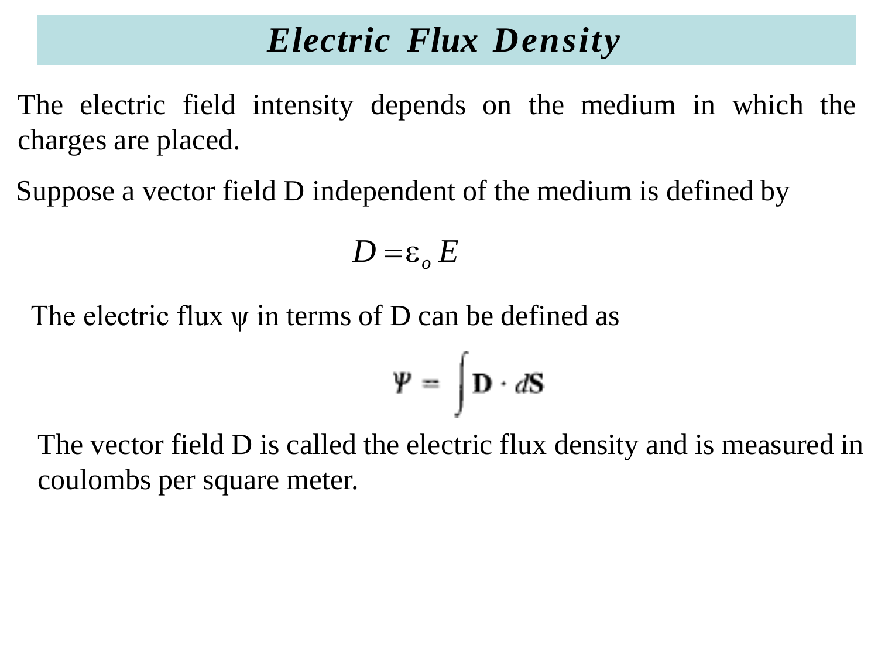# *Electric Flux Density*

The electric field intensity depends on the medium in which the charges are placed.

Suppose a vector field D independent of the medium is defined by

$$D = \varepsilon_o E$$

The electric flux $\psi$ in terms of D can be defined as

$$\Psi = \int \mathbf{D} \cdot d\mathbf{S}$$

The vector field D is called the electric flux density and is measured in coulombs per square meter.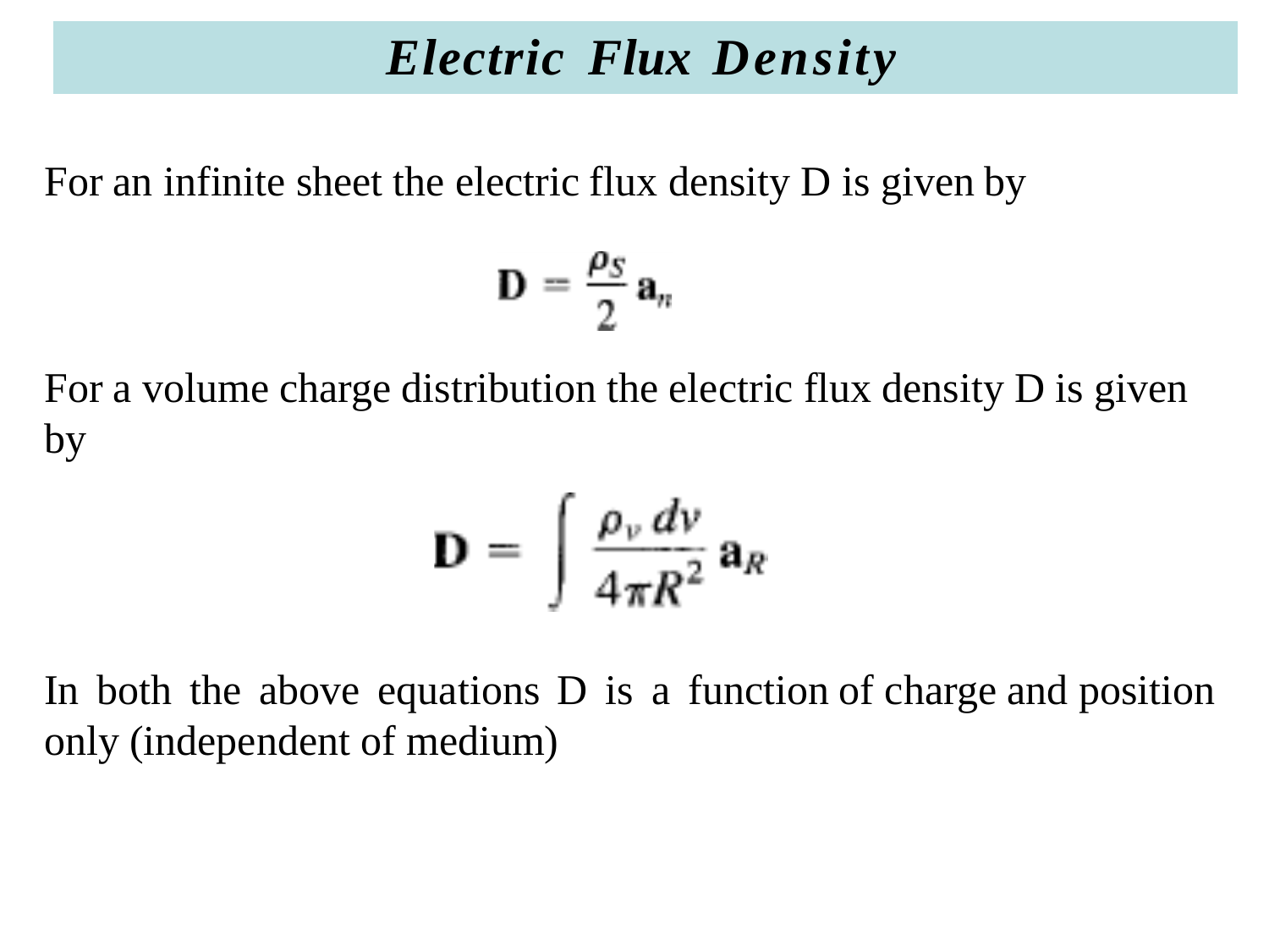# *Electric Flux Density*

For an infinite sheet the electric flux density D is given by

$$\mathbf{D} = \frac{\rho_S}{2}\,\mathbf{a}_n$$

For a volume charge distribution the electric flux density D is given by

$$\mathbf{D} = \int \frac{\rho_v\,dv}{4\pi R^2}\,\mathbf{a}_R$$

In both the above equations D is a function of charge and position only (independent of medium)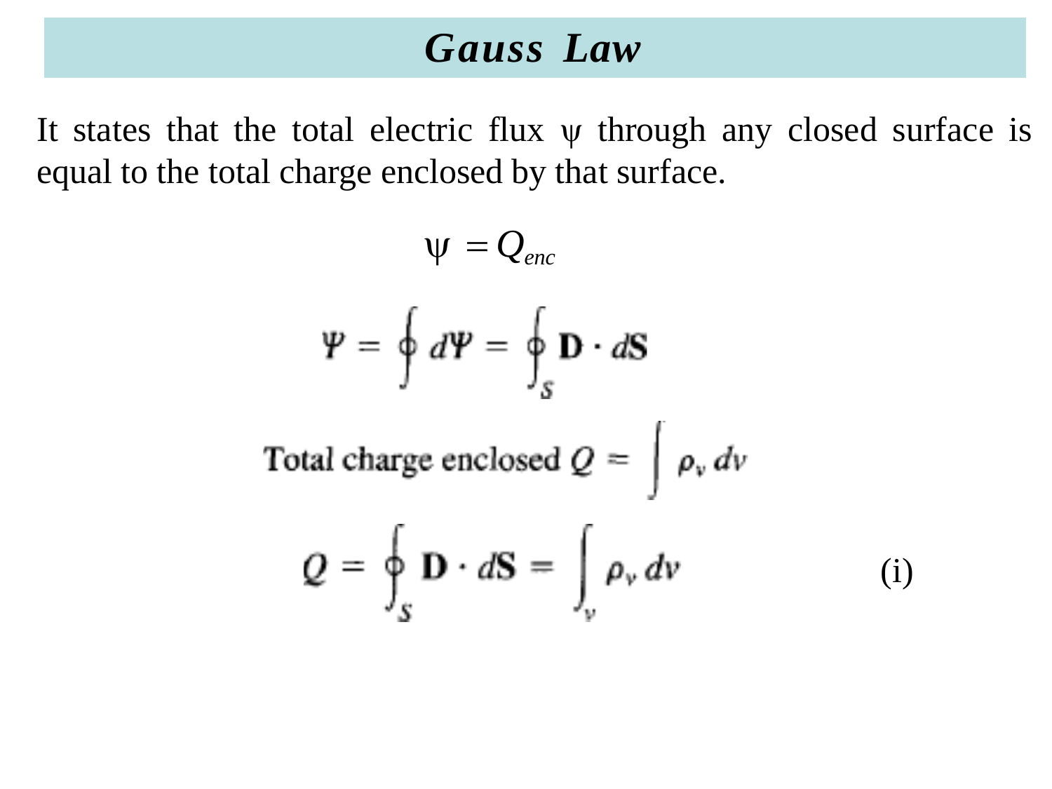# *Gauss Law*

It states that the total electric flux $\psi$ through any closed surface is equal to the total charge enclosed by that surface.

$$\psi = Q_{enc}$$

$$\Psi = \oint d\Psi = \oint_S \mathbf{D} \cdot d\mathbf{S}$$

$$\text{Total charge enclosed } Q = \int \rho_v \, dv$$

$$Q = \oint_S \mathbf{D} \cdot d\mathbf{S} = \int_v \rho_v \, dv \qquad \text{(i)}$$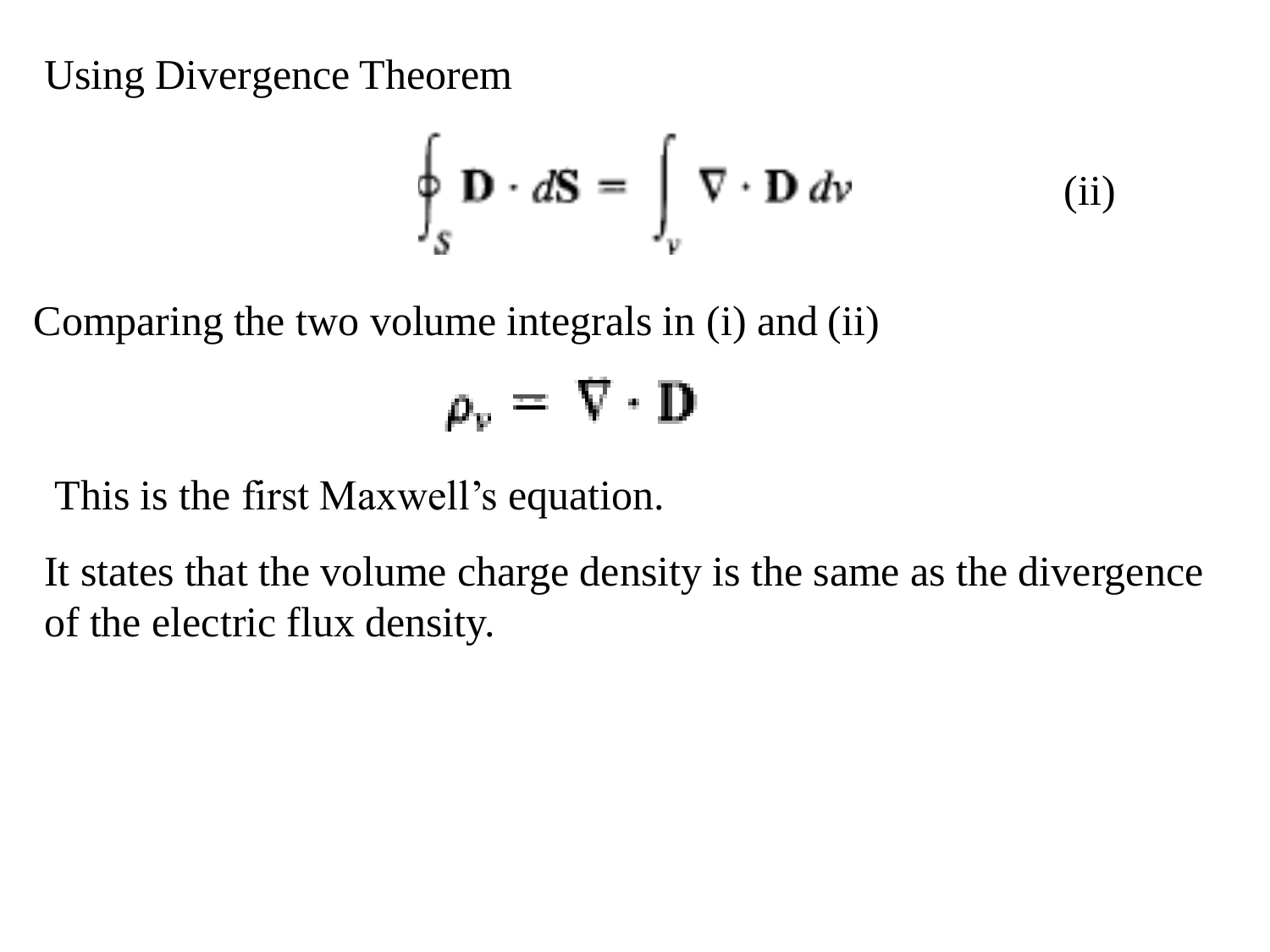Using Divergence Theorem

$$\oint_S \mathbf{D} \cdot d\mathbf{S} = \int_v \nabla \cdot \mathbf{D} \, dv \qquad \text{(ii)}$$

Comparing the two volume integrals in (i) and (ii)

$$\rho_v = \nabla \cdot \mathbf{D}$$

This is the first Maxwell's equation.

It states that the volume charge density is the same as the divergence of the electric flux density.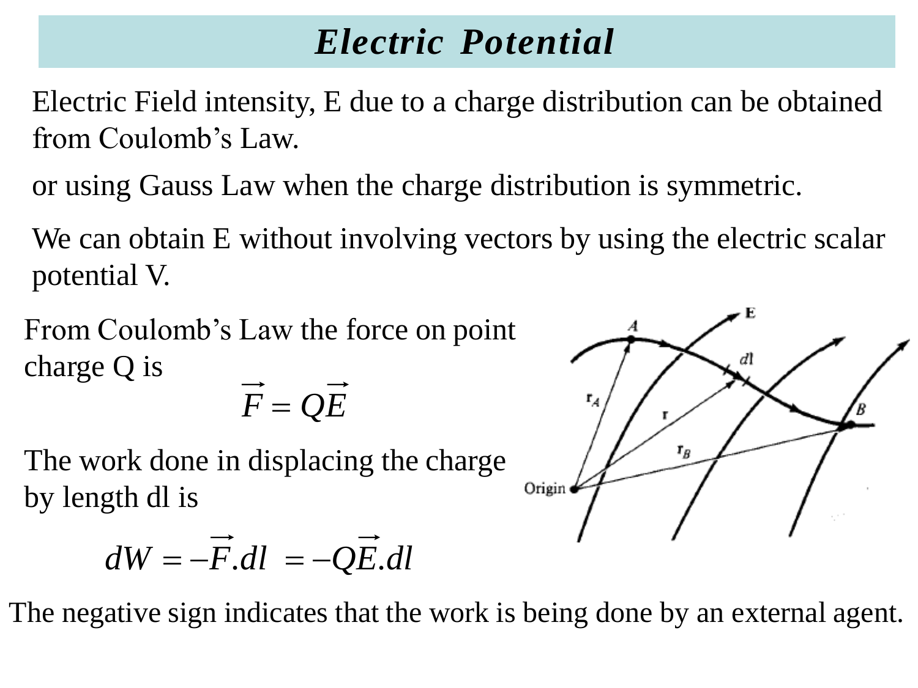# *Electric Potential*

Electric Field intensity, E due to a charge distribution can be obtained from Coulomb's Law.

or using Gauss Law when the charge distribution is symmetric.

We can obtain E without involving vectors by using the electric scalar potential V.

From Coulomb's Law the force on point charge Q is

$$\vec{F} = Q\vec{E}$$

The work done in displacing the charge by length dl is

$$dW = -\vec{F}.dl \;\; = -Q\vec{E}.dl$$

The negative sign indicates that the work is being done by an external agent.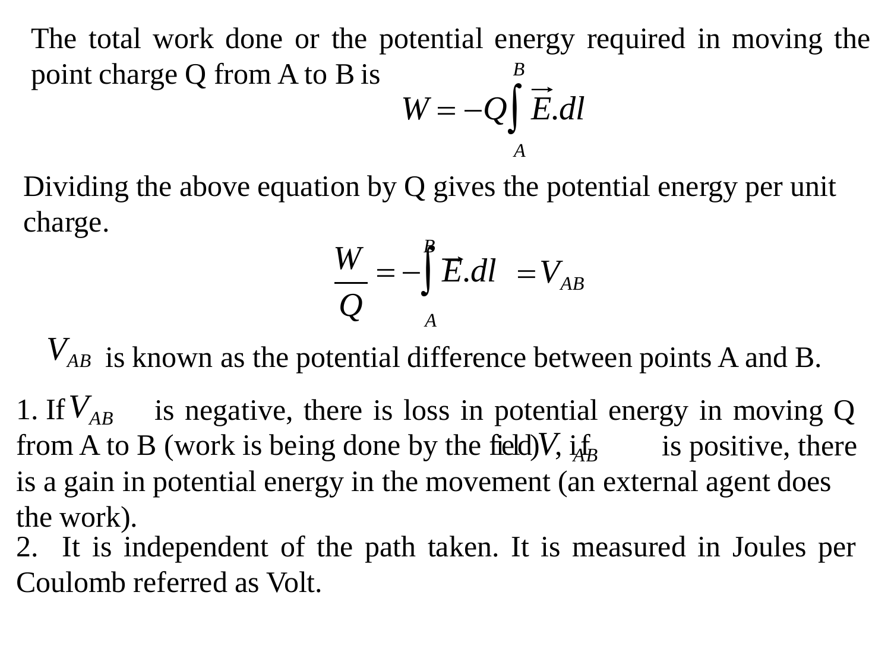The total work done or the potential energy required in moving the point charge Q from A to B is

$$W = -Q\int_{A}^{B} \vec{E}.dl$$

Dividing the above equation by Q gives the potential energy per unit charge.

$$\frac{W}{Q} = -\int_{A}^{B} \vec{E}.dl = V_{AB}$$

$V_{AB}$ is known as the potential difference between points A and B.

1. If $V_{AB}$ is negative, there is loss in potential energy in moving Q from A to B (work is being done by the field), if $V_{AB}$ is positive, there is a gain in potential energy in the movement (an external agent does the work).
2. It is independent of the path taken. It is measured in Joules per Coulomb referred as Volt.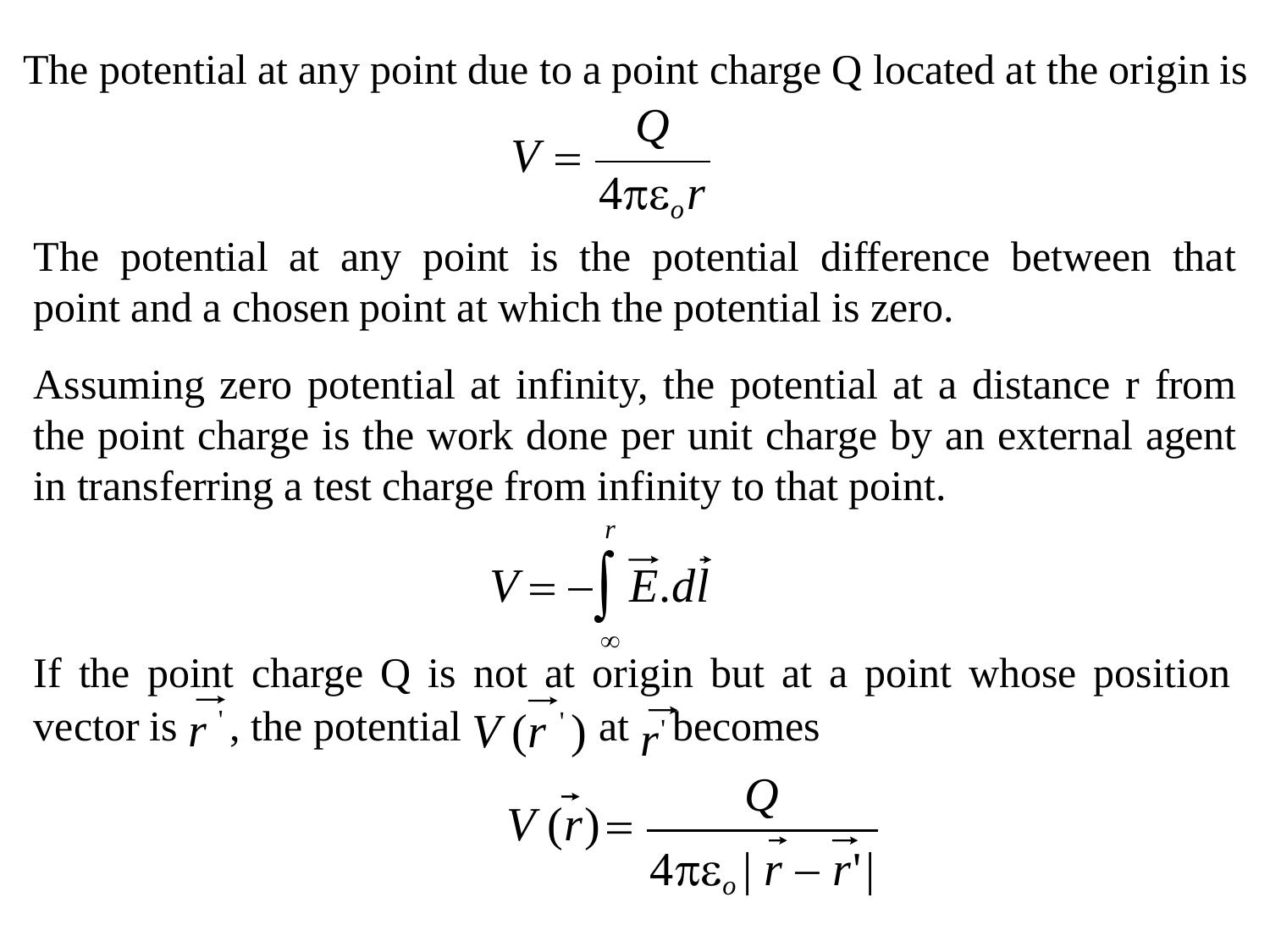The potential at any point due to a point charge Q located at the origin is

$$V = \frac{Q}{4\pi\varepsilon_o r}$$

The potential at any point is the potential difference between that point and a chosen point at which the potential is zero.

Assuming zero potential at infinity, the potential at a distance r from the point charge is the work done per unit charge by an external agent in transferring a test charge from infinity to that point.

$$V = -\int_{\infty}^{r} \vec{E}.d\vec{l}$$

If the point charge Q is not at origin but at a point whose position vector is $\vec{r}\,'$, the potential $V(\vec{r}\,')$ at $\vec{r}\,'$ becomes

$$V(\vec{r}) = \frac{Q}{4\pi\varepsilon_o |\vec{r} - \vec{r}'|}$$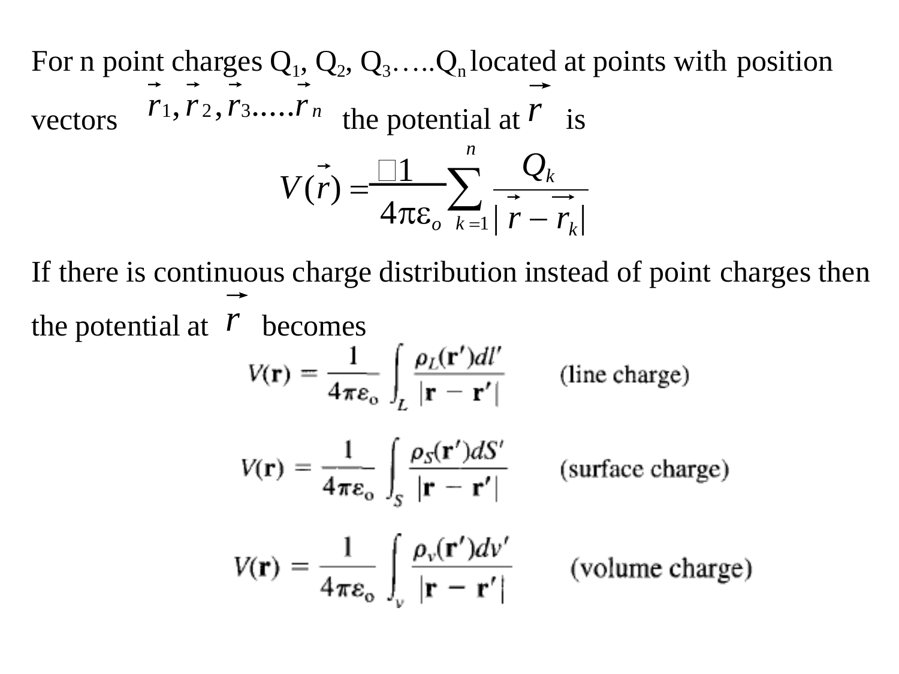For n point charges $Q_1$, $Q_2$, $Q_3$…..$Q_n$ located at points with position vectors $\vec{r}_1, \vec{r}_2, \vec{r}_3.....\vec{r}_n$ the potential at $\vec{r}$ is

$$V(\vec{r}) = \frac{1}{4\pi\varepsilon_o} \sum_{k=1}^{n} \frac{Q_k}{|\vec{r} - \vec{r}_k|}$$

If there is continuous charge distribution instead of point charges then the potential at $\vec{r}$ becomes

$$V(\mathbf{r}) = \frac{1}{4\pi\varepsilon_o} \int_L \frac{\rho_L(\mathbf{r}')dl'}{|\mathbf{r} - \mathbf{r}'|} \qquad \text{(line charge)}$$

$$V(\mathbf{r}) = \frac{1}{4\pi\varepsilon_o} \int_S \frac{\rho_S(\mathbf{r}')dS'}{|\mathbf{r} - \mathbf{r}'|} \qquad \text{(surface charge)}$$

$$V(\mathbf{r}) = \frac{1}{4\pi\varepsilon_o} \int_v \frac{\rho_v(\mathbf{r}')dv'}{|\mathbf{r} - \mathbf{r}'|} \qquad \text{(volume charge)}$$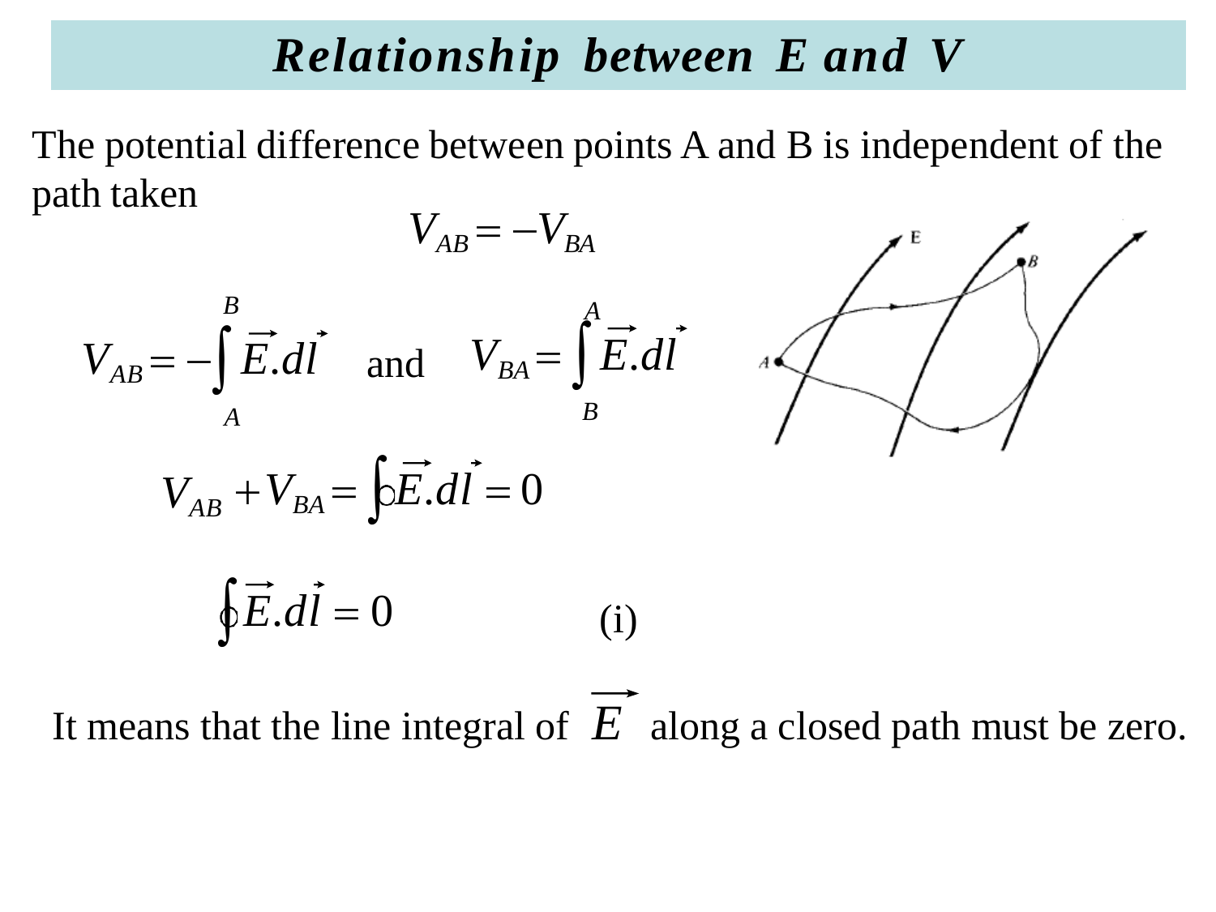# *Relationship between E and V*

The potential difference between points A and B is independent of the path taken

$$V_{AB} = -V_{BA}$$

$$V_{AB} = -\int_A^B \vec{E}.\vec{dl} \quad \text{and} \quad V_{BA} = \int_B^A \vec{E}.\vec{dl}$$

$$V_{AB} + V_{BA} = \oint \vec{E}.\vec{dl} = 0$$

$$\oint \vec{E}.\vec{dl} = 0 \qquad \text{(i)}$$

It means that the line integral of $\vec{E}$ along a closed path must be zero.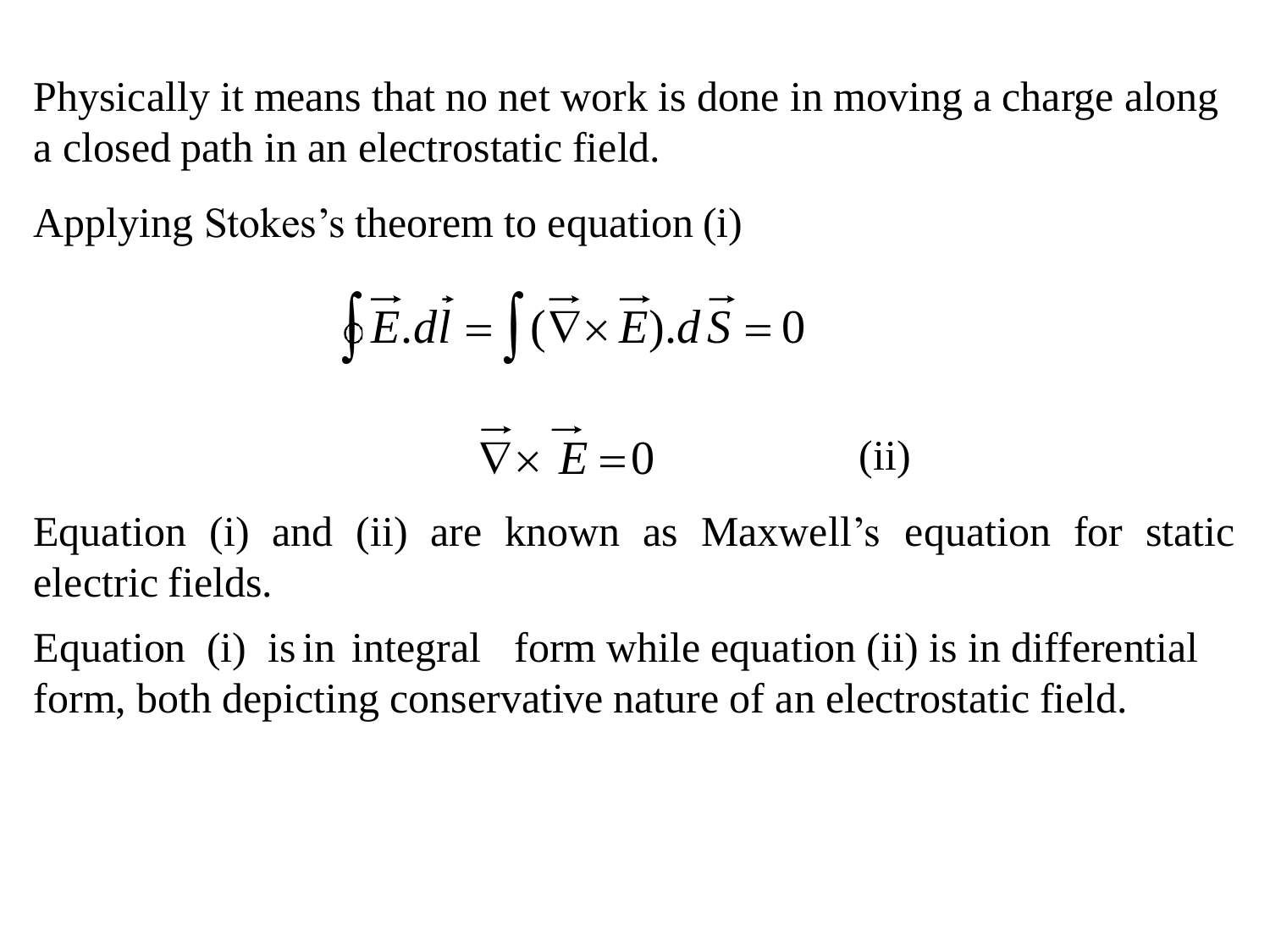Physically it means that no net work is done in moving a charge along a closed path in an electrostatic field.

Applying Stokes's theorem to equation (i)

$$\oint \vec{E}.d\vec{l} = \int (\vec{\nabla} \times \vec{E}).d\vec{S} = 0$$

$$\vec{\nabla} \times \vec{E} = 0 \qquad \text{(ii)}$$

Equation (i) and (ii) are known as Maxwell's equation for static electric fields.

Equation (i) is in integral form while equation (ii) is in differential form, both depicting conservative nature of an electrostatic field.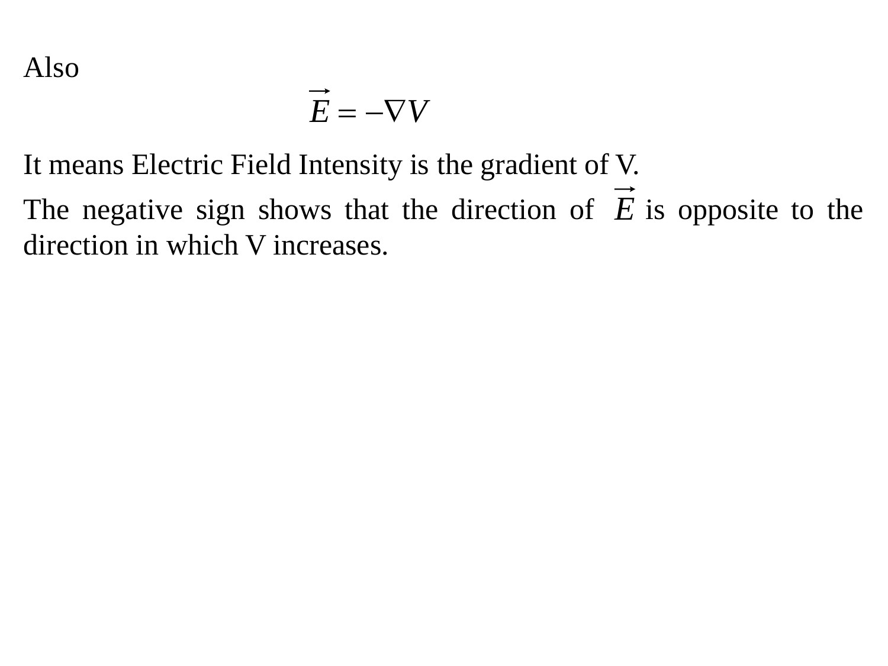Also

$$\vec{E} = -\nabla V$$

It means Electric Field Intensity is the gradient of V.

The negative sign shows that the direction of $\vec{E}$ is opposite to the direction in which V increases.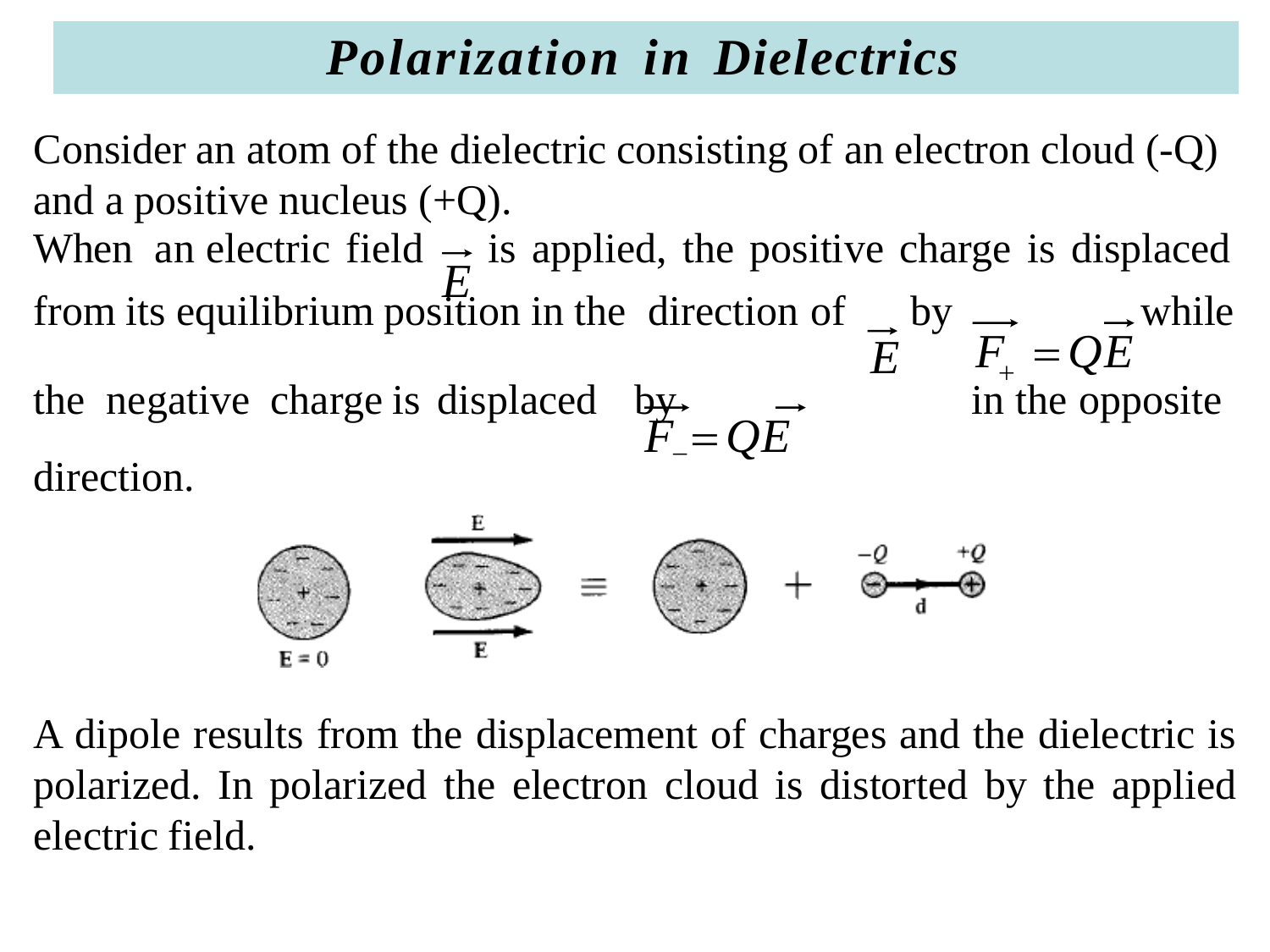# *Polarization in Dielectrics*

Consider an atom of the dielectric consisting of an electron cloud (-Q) and a positive nucleus (+Q).

When an electric field $\vec{E}$ is applied, the positive charge is displaced from its equilibrium position in the direction of $\vec{E}$ by $\vec{F}_{+} = Q\vec{E}$ while the negative charge is displaced by $\vec{F}_{-} = Q\vec{E}$ in the opposite direction.

A dipole results from the displacement of charges and the dielectric is polarized. In polarized the electron cloud is distorted by the applied electric field.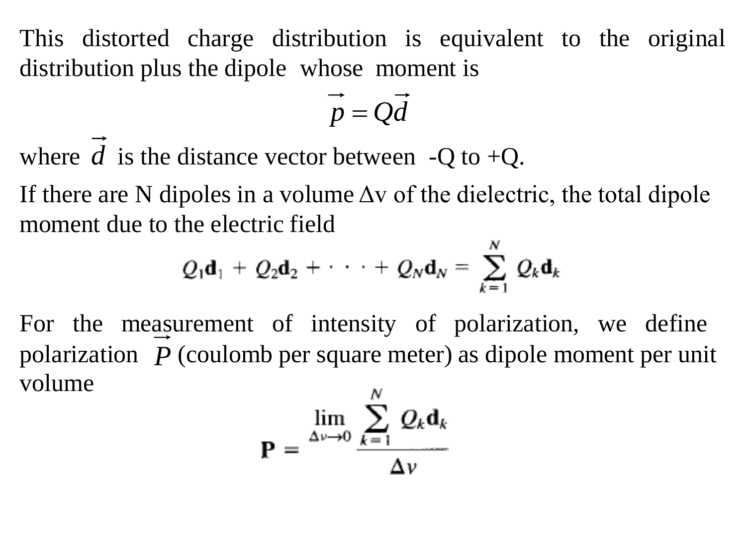This distorted charge distribution is equivalent to the original distribution plus the dipole whose moment is

$$\vec{p} = Q\vec{d}$$

where $\vec{d}$ is the distance vector between -Q to +Q.

If there are N dipoles in a volume $\Delta$v of the dielectric, the total dipole moment due to the electric field

$$Q_1\mathbf{d}_1 + Q_2\mathbf{d}_2 + \cdots + Q_N\mathbf{d}_N = \sum_{k=1}^{N} Q_k\mathbf{d}_k$$

For the measurement of intensity of polarization, we define polarization $\vec{P}$ (coulomb per square meter) as dipole moment per unit volume

$$\mathbf{P} = \frac{\lim\limits_{\Delta v \to 0} \sum_{k=1}^{N} Q_k\mathbf{d}_k}{\Delta v}$$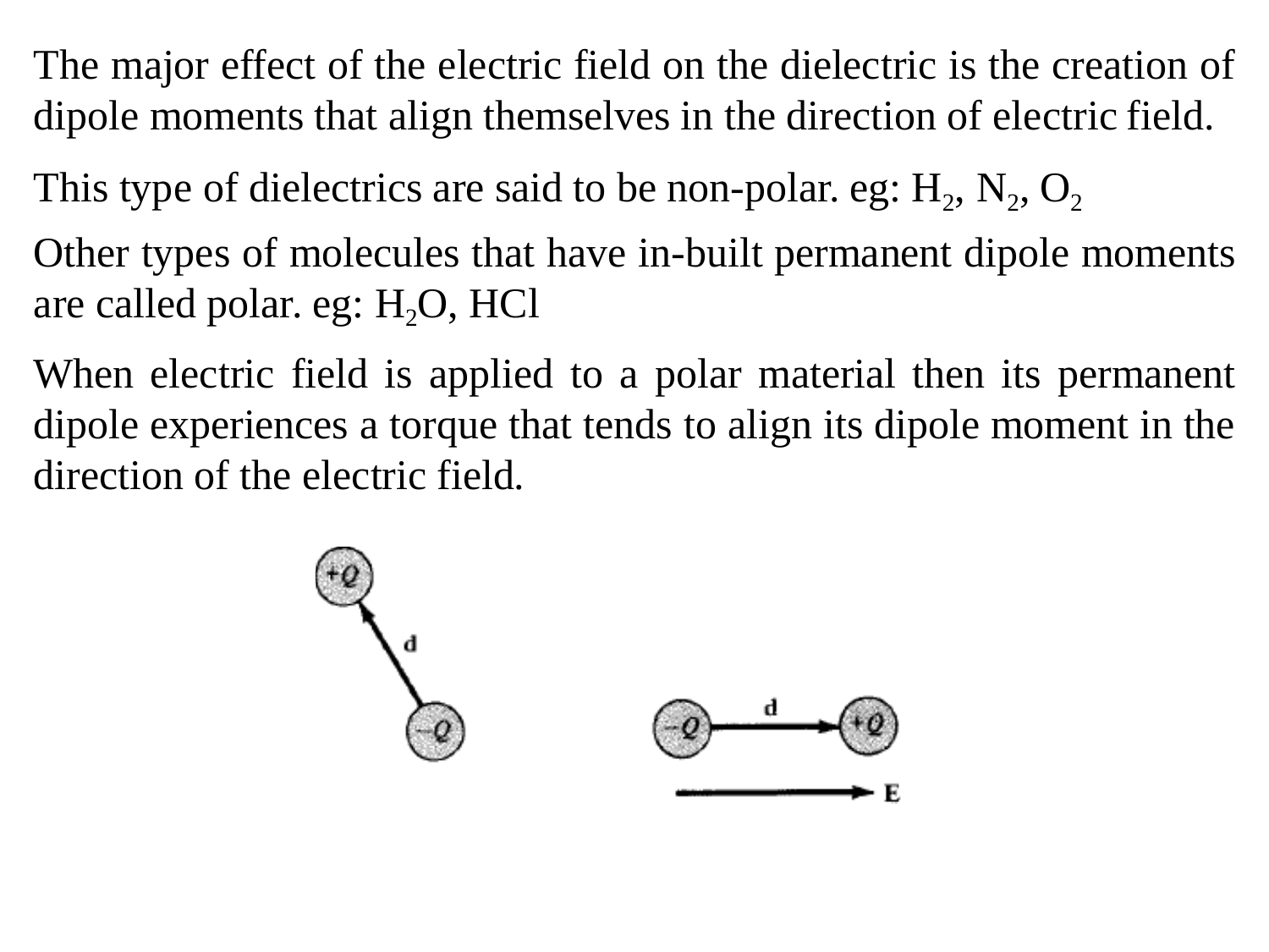The major effect of the electric field on the dielectric is the creation of dipole moments that align themselves in the direction of electric field.

This type of dielectrics are said to be non-polar. eg: $H_2$, $N_2$, $O_2$

Other types of molecules that have in-built permanent dipole moments are called polar. eg: $H_2O$, $HCl$

When electric field is applied to a polar material then its permanent dipole experiences a torque that tends to align its dipole moment in the direction of the electric field.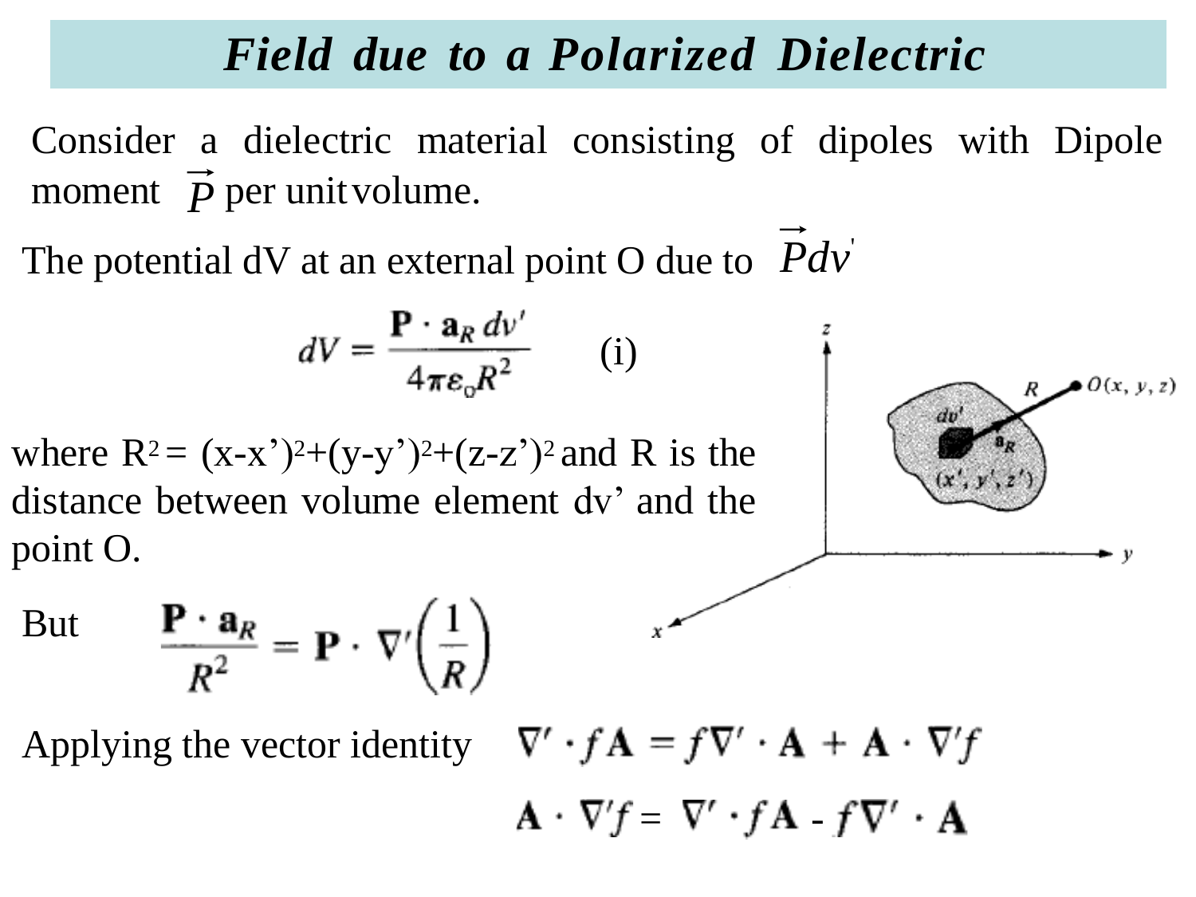# Field due to a Polarized Dielectric

Consider a dielectric material consisting of dipoles with Dipole moment $\vec{P}$ per unit volume.

The potential dV at an external point O due to $\vec{P}dv'$

$$dV = \frac{\mathbf{P} \cdot \mathbf{a}_R \, dv'}{4\pi\varepsilon_0 R^2} \qquad \text{(i)}$$

where $R^2 = (x-x')^2+(y-y')^2+(z-z')^2$ and R is the distance between volume element dv' and the point O.

But

$$\frac{\mathbf{P} \cdot \mathbf{a}_R}{R^2} = \mathbf{P} \cdot \nabla'\left(\frac{1}{R}\right)$$

Applying the vector identity

$$\nabla' \cdot f\mathbf{A} = f\nabla' \cdot \mathbf{A} + \mathbf{A} \cdot \nabla' f$$

$$\mathbf{A} \cdot \nabla' f = \nabla' \cdot f\mathbf{A} - f\nabla' \cdot \mathbf{A}$$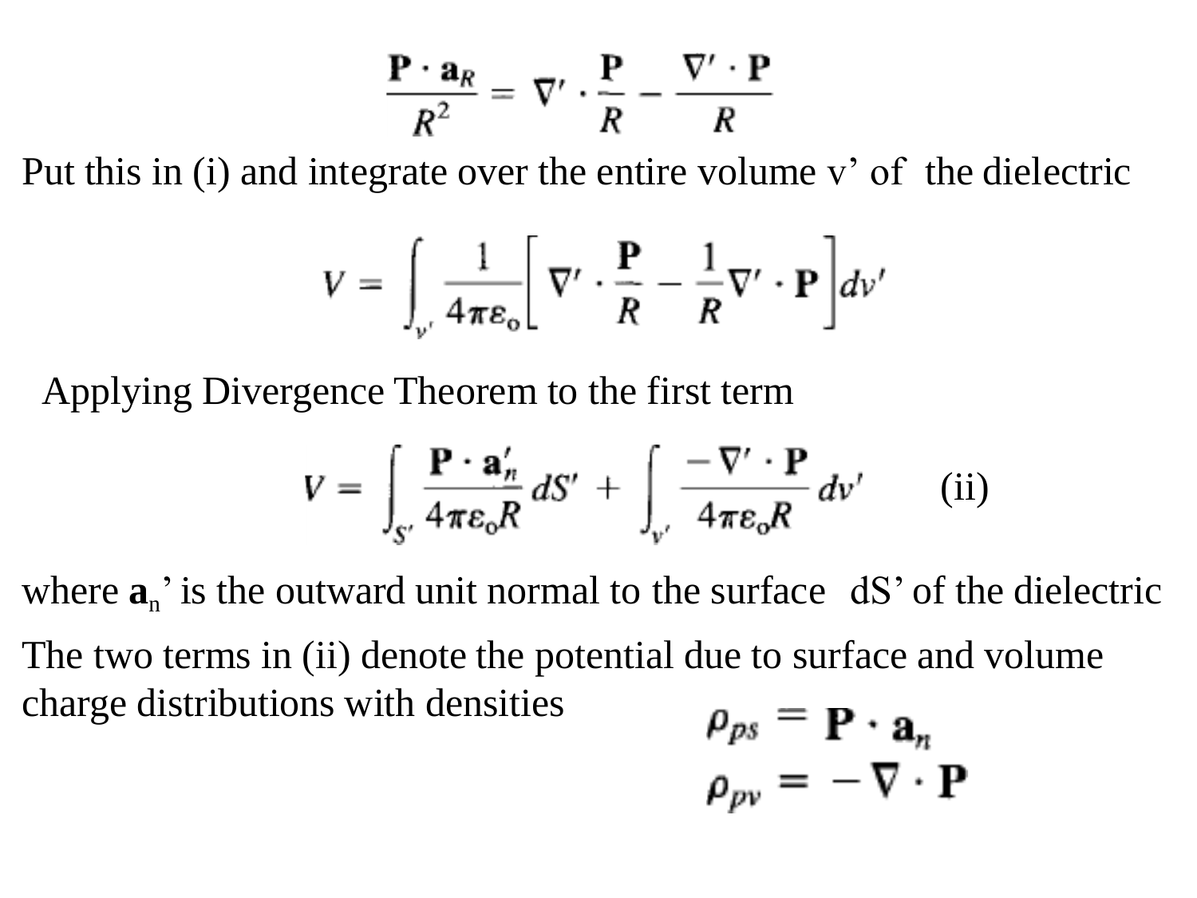$$\frac{\mathbf{P} \cdot \mathbf{a}_R}{R^2} = \nabla' \cdot \frac{\mathbf{P}}{R} - \frac{\nabla' \cdot \mathbf{P}}{R}$$

Put this in (i) and integrate over the entire volume v' of the dielectric

$$V = \int_{v'} \frac{1}{4\pi\varepsilon_o}\left[\nabla' \cdot \frac{\mathbf{P}}{R} - \frac{1}{R}\nabla' \cdot \mathbf{P}\right]dv'$$

Applying Divergence Theorem to the first term

$$V = \int_{S'} \frac{\mathbf{P} \cdot \mathbf{a}_n'}{4\pi\varepsilon_o R}\,dS' + \int_{v'} \frac{-\nabla' \cdot \mathbf{P}}{4\pi\varepsilon_o R}\,dv' \qquad \text{(ii)}$$

where $\mathbf{a}_n'$ is the outward unit normal to the surface dS' of the dielectric

The two terms in (ii) denote the potential due to surface and volume charge distributions with densities

$$\rho_{ps} = \mathbf{P} \cdot \mathbf{a}_n$$
$$\rho_{pv} = -\nabla \cdot \mathbf{P}$$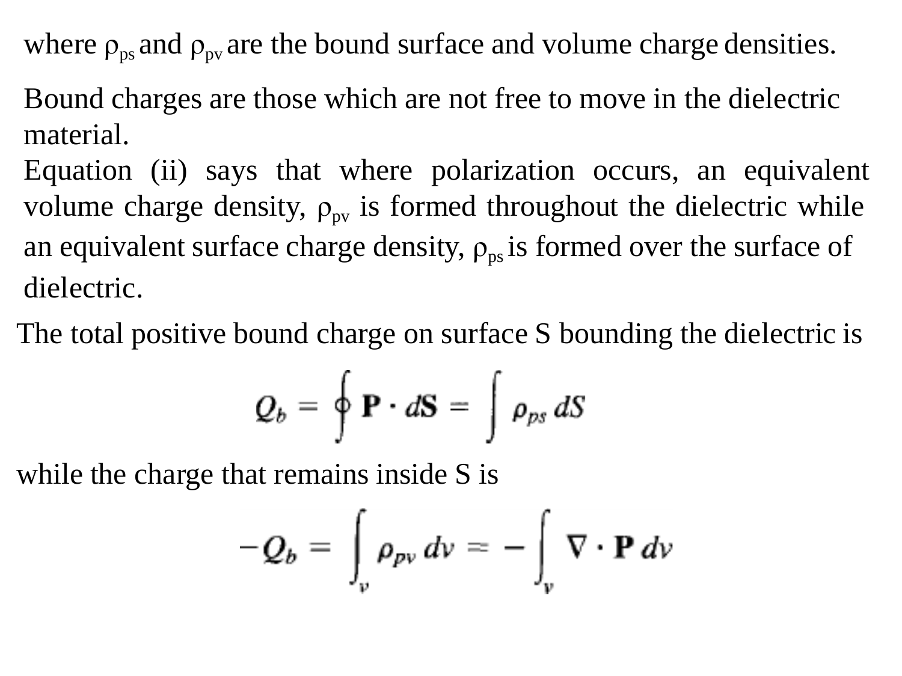where $\rho_{ps}$ and $\rho_{pv}$ are the bound surface and volume charge densities.

Bound charges are those which are not free to move in the dielectric material.

Equation (ii) says that where polarization occurs, an equivalent volume charge density, $\rho_{pv}$ is formed throughout the dielectric while an equivalent surface charge density, $\rho_{ps}$ is formed over the surface of dielectric.

The total positive bound charge on surface S bounding the dielectric is

$$Q_b = \oint \mathbf{P} \cdot d\mathbf{S} = \int \rho_{ps} \, dS$$

while the charge that remains inside S is

$$-Q_b = \int_v \rho_{pv} \, dv = -\int_v \nabla \cdot \mathbf{P} \, dv$$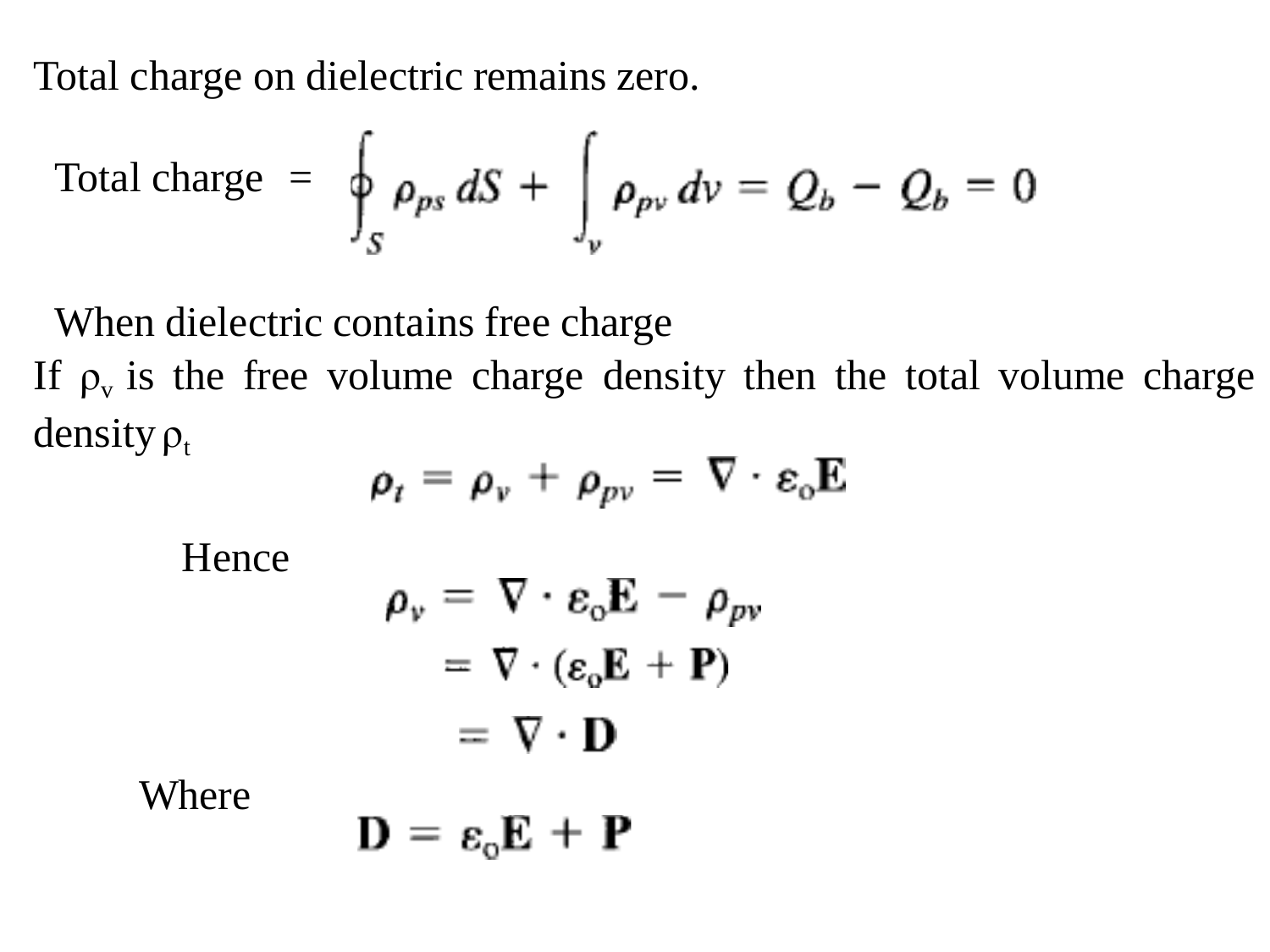Total charge on dielectric remains zero.

$$\text{Total charge} = \oint_S \rho_{ps}\, dS + \int_v \rho_{pv}\, dv = Q_b - Q_b = 0$$

When dielectric contains free charge

If $\rho_v$ is the free volume charge density then the total volume charge density $\rho_t$

$$\rho_t = \rho_v + \rho_{pv} = \nabla \cdot \varepsilon_o \mathbf{E}$$

Hence

$$\rho_v = \nabla \cdot \varepsilon_o \mathbf{E} - \rho_{pv}$$

$$= \nabla \cdot (\varepsilon_o \mathbf{E} + \mathbf{P})$$

$$= \nabla \cdot \mathbf{D}$$

Where

$$\mathbf{D} = \varepsilon_o \mathbf{E} + \mathbf{P}$$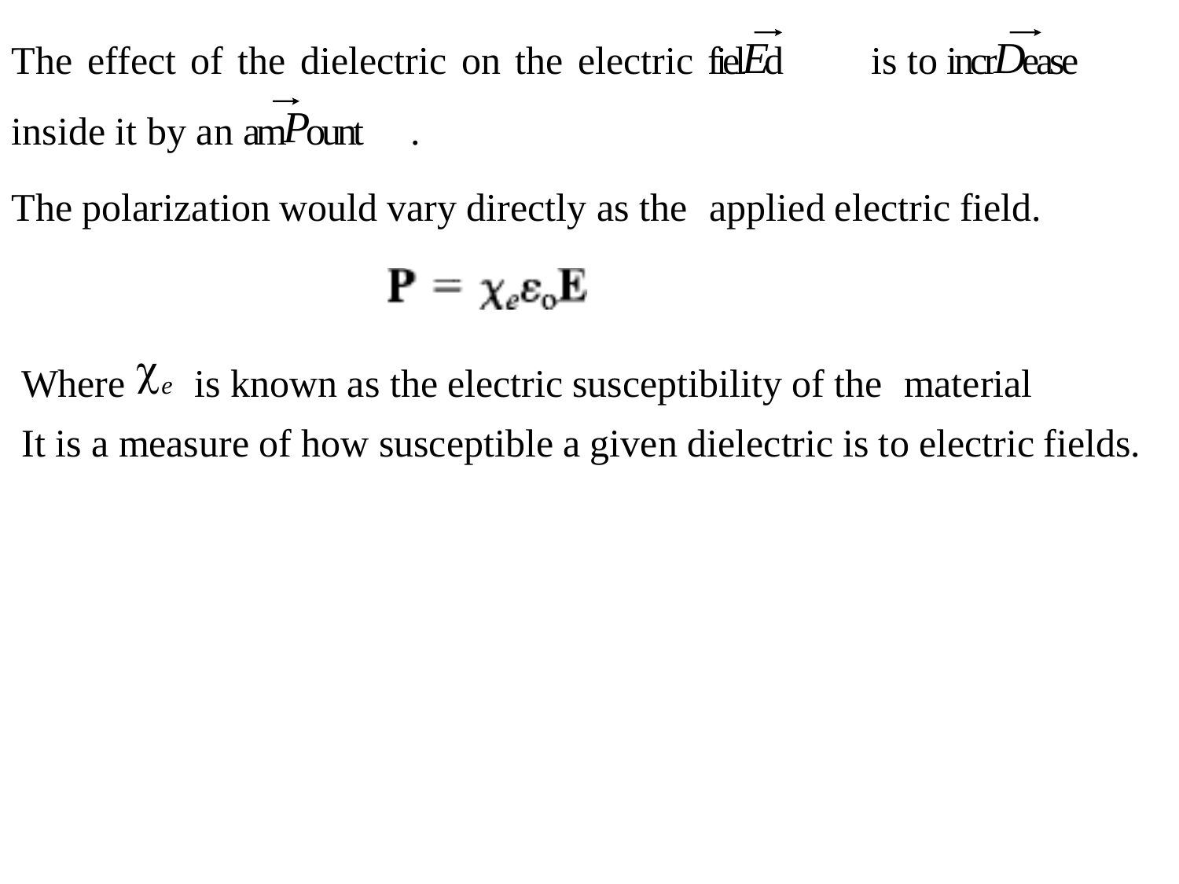The effect of the dielectric on the electric field $\vec{E}$ is to increase $\vec{D}$ inside it by an amount $\vec{P}$.

The polarization would vary directly as the applied electric field.

$$\mathbf{P} = \chi_e \varepsilon_o \mathbf{E}$$

Where $\chi_e$ is known as the electric susceptibility of the material

It is a measure of how susceptible a given dielectric is to electric fields.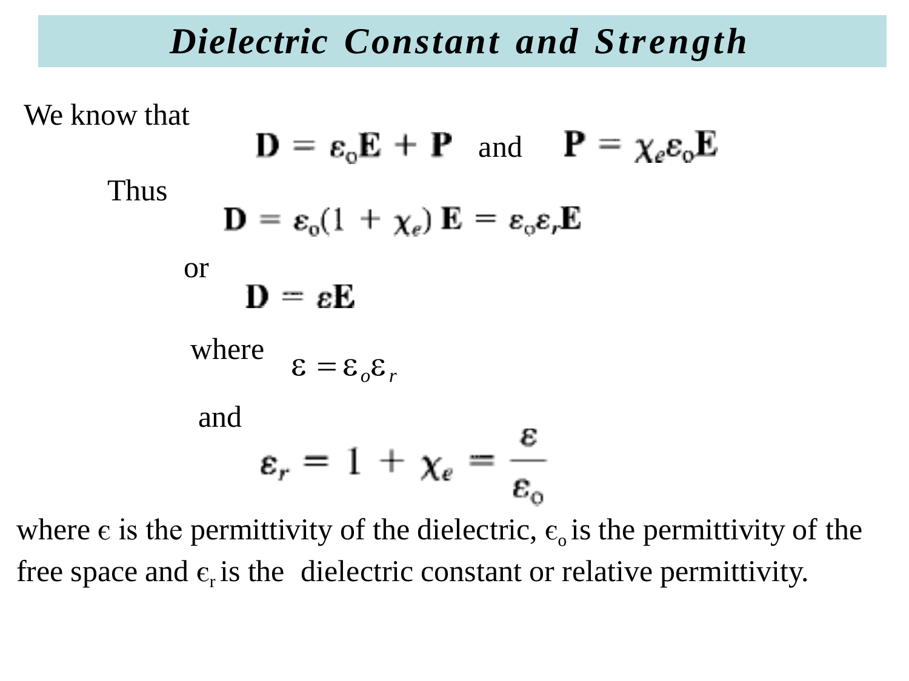# *Dielectric Constant and Strength*

We know that

$$\mathbf{D} = \varepsilon_o \mathbf{E} + \mathbf{P} \quad \text{and} \quad \mathbf{P} = \chi_e \varepsilon_o \mathbf{E}$$

Thus

$$\mathbf{D} = \varepsilon_o (1 + \chi_e)\, \mathbf{E} = \varepsilon_o \varepsilon_r \mathbf{E}$$

or

$$\mathbf{D} = \varepsilon \mathbf{E}$$

where $\varepsilon = \varepsilon_o \varepsilon_r$

and

$$\varepsilon_r = 1 + \chi_e = \frac{\varepsilon}{\varepsilon_o}$$

where $\epsilon$ is the permittivity of the dielectric, $\epsilon_o$ is the permittivity of the free space and $\epsilon_r$ is the dielectric constant or relative permittivity.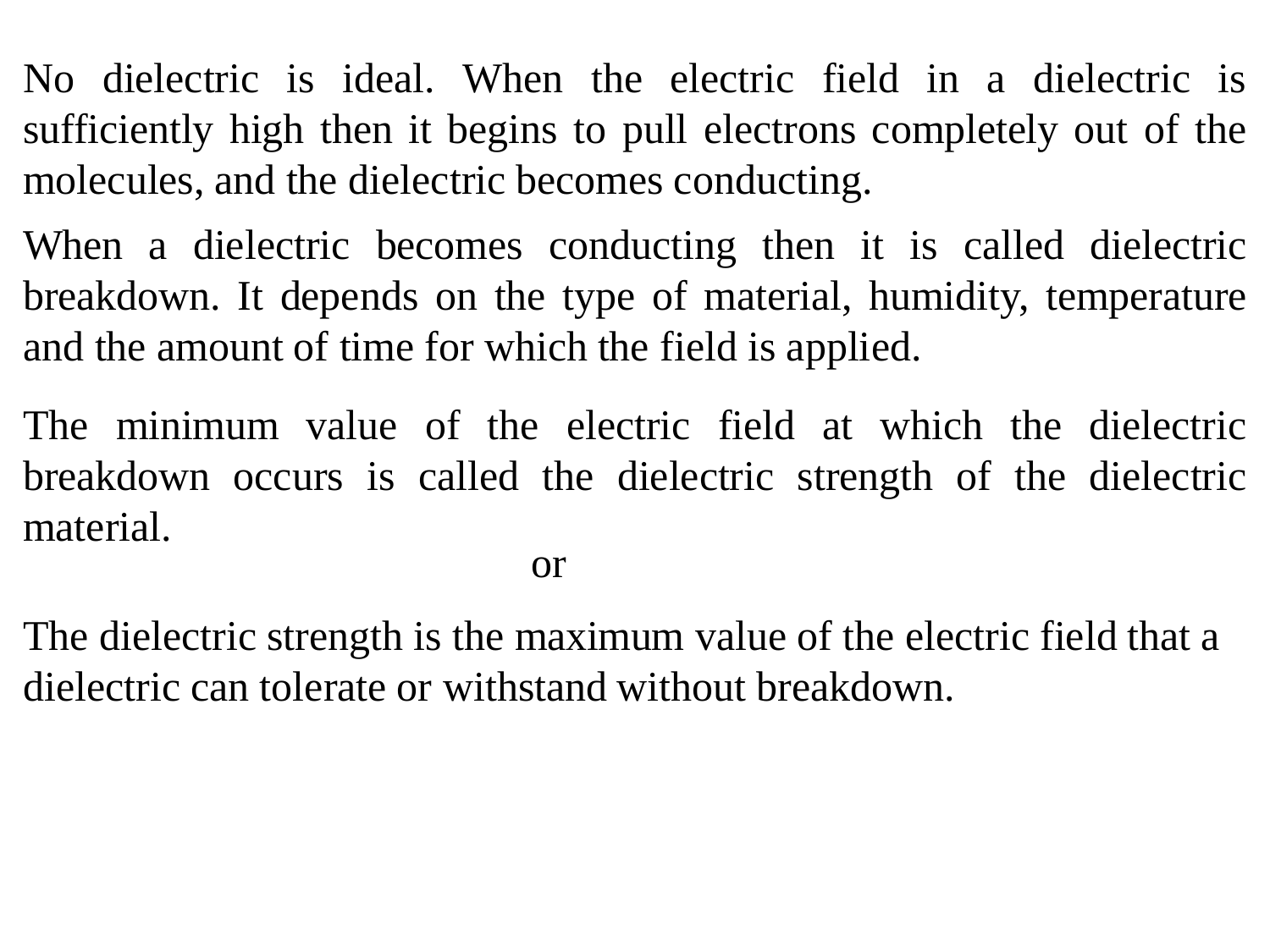No dielectric is ideal. When the electric field in a dielectric is sufficiently high then it begins to pull electrons completely out of the molecules, and the dielectric becomes conducting.

When a dielectric becomes conducting then it is called dielectric breakdown. It depends on the type of material, humidity, temperature and the amount of time for which the field is applied.

The minimum value of the electric field at which the dielectric breakdown occurs is called the dielectric strength of the dielectric material.

or

The dielectric strength is the maximum value of the electric field that a dielectric can tolerate or withstand without breakdown.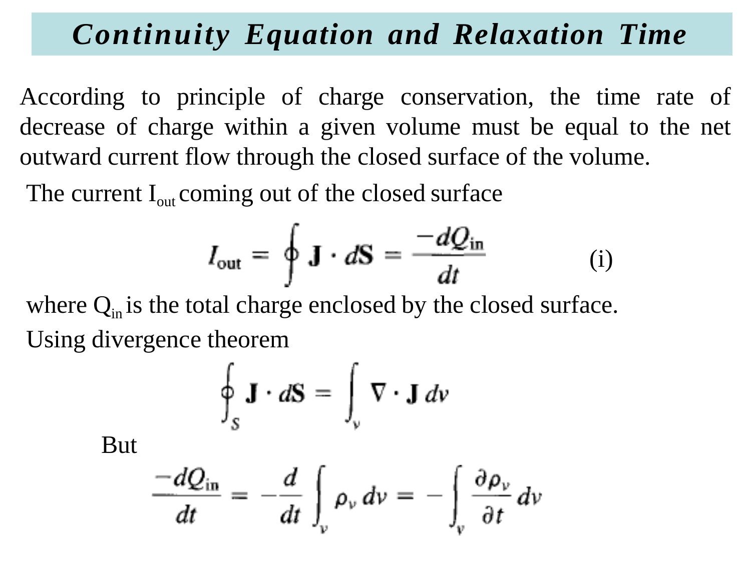# *Continuity Equation and Relaxation Time*

According to principle of charge conservation, the time rate of decrease of charge within a given volume must be equal to the net outward current flow through the closed surface of the volume.

The current $I_{out}$ coming out of the closed surface

$$I_{\text{out}} = \oint \mathbf{J} \cdot d\mathbf{S} = \frac{-dQ_{\text{in}}}{dt} \qquad \text{(i)}$$

where $Q_{in}$ is the total charge enclosed by the closed surface.

Using divergence theorem

$$\oint_S \mathbf{J} \cdot d\mathbf{S} = \int_v \nabla \cdot \mathbf{J} \, dv$$

But

$$\frac{-dQ_{\text{in}}}{dt} = -\frac{d}{dt} \int_v \rho_v \, dv = -\int_v \frac{\partial \rho_v}{\partial t} \, dv$$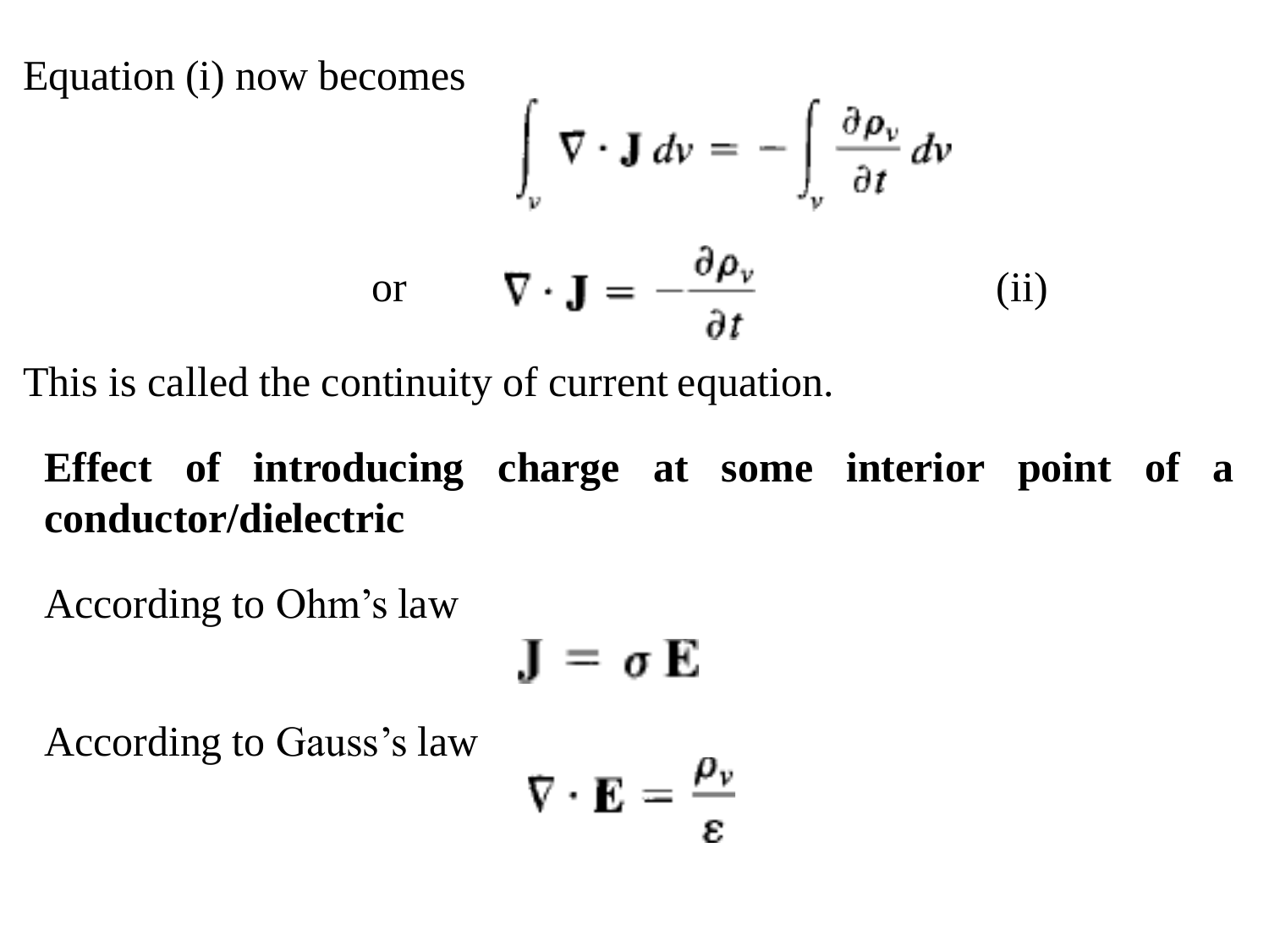Equation (i) now becomes

$$\int_v \nabla \cdot \mathbf{J}\, dv = -\int_v \frac{\partial \rho_v}{\partial t}\, dv$$

or

$$\nabla \cdot \mathbf{J} = -\frac{\partial \rho_v}{\partial t} \qquad \text{(ii)}$$

This is called the continuity of current equation.

**Effect of introducing charge at some interior point of a conductor/dielectric**

According to Ohm's law

$$\mathbf{J} = \sigma \mathbf{E}$$

According to Gauss's law

$$\nabla \cdot \mathbf{E} = \frac{\rho_v}{\varepsilon}$$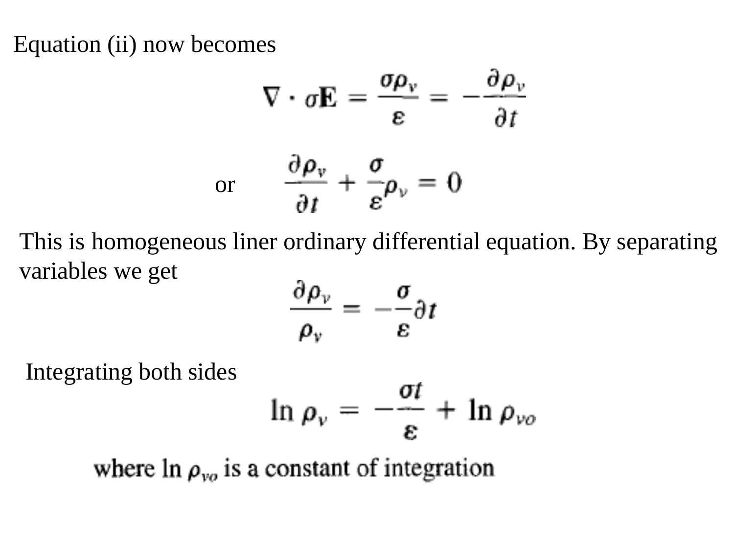Equation (ii) now becomes

$$\nabla \cdot \sigma \mathbf{E} = \frac{\sigma \rho_v}{\varepsilon} = -\frac{\partial \rho_v}{\partial t}$$

or

$$\frac{\partial \rho_v}{\partial t} + \frac{\sigma}{\varepsilon}\rho_v = 0$$

This is homogeneous liner ordinary differential equation. By separating variables we get

$$\frac{\partial \rho_v}{\rho_v} = -\frac{\sigma}{\varepsilon}\partial t$$

Integrating both sides

$$\ln \rho_v = -\frac{\sigma t}{\varepsilon} + \ln \rho_{vo}$$

where $\ln \rho_{vo}$ is a constant of integration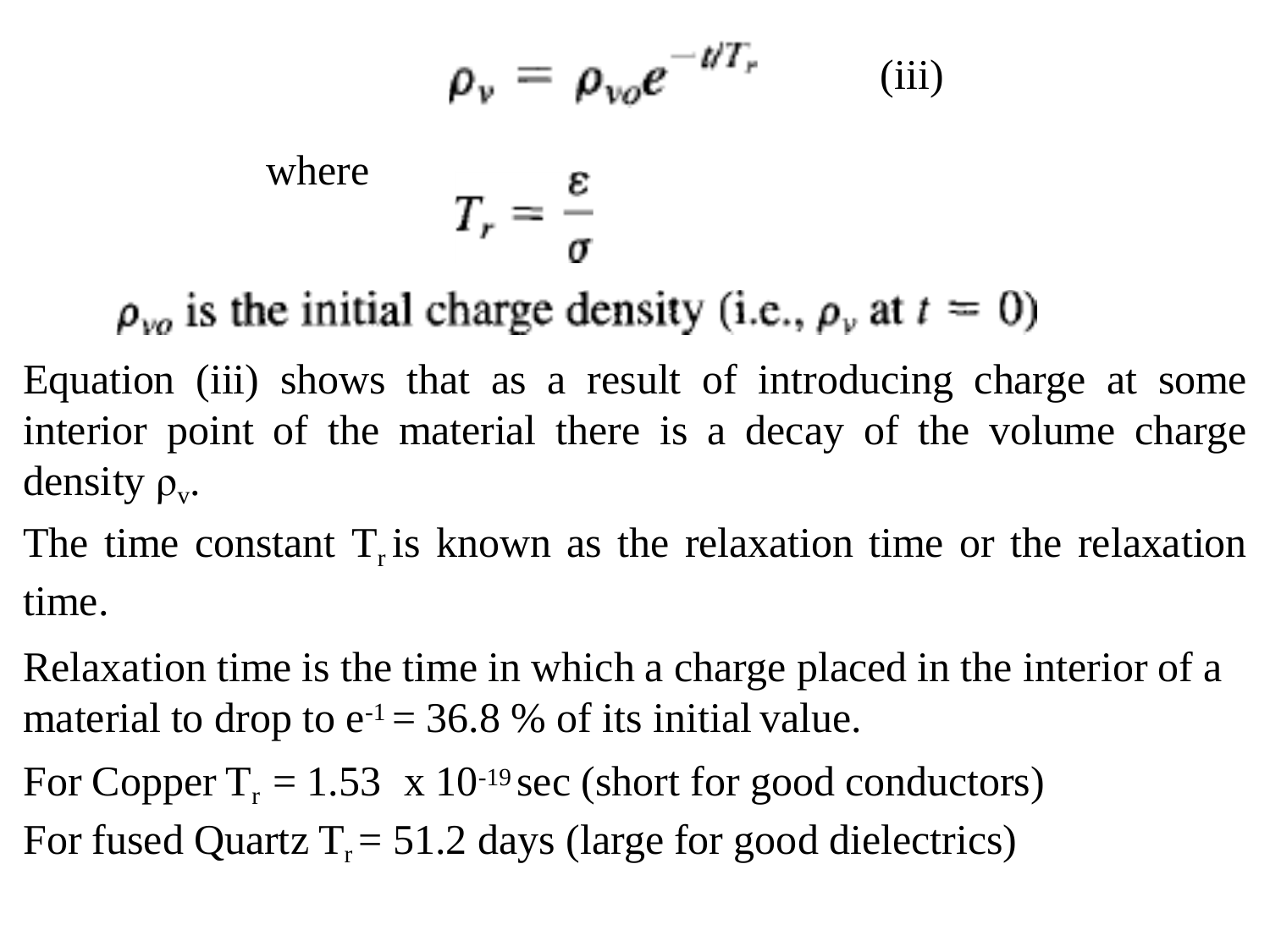$$\rho_v = \rho_{vo} e^{-t/T_r} \qquad \text{(iii)}$$

where

$$T_r = \frac{\varepsilon}{\sigma}$$

$\rho_{vo}$ is the initial charge density (i.e., $\rho_v$ at $t = 0$)

Equation (iii) shows that as a result of introducing charge at some interior point of the material there is a decay of the volume charge density $\rho_v$.

The time constant $T_r$ is known as the relaxation time or the relaxation time.

Relaxation time is the time in which a charge placed in the interior of a material to drop to $e^{-1}$ = 36.8 % of its initial value.

For Copper $T_r = 1.53 \times 10^{-19}$ sec (short for good conductors)

For fused Quartz $T_r$ = 51.2 days (large for good dielectrics)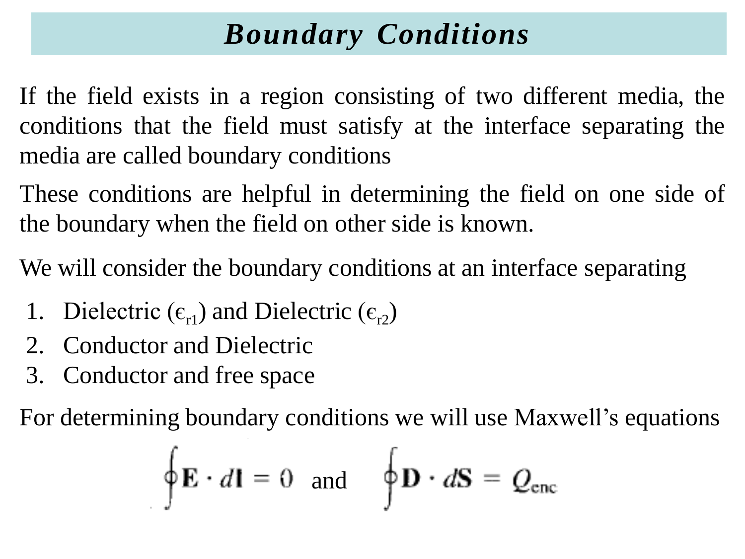# *Boundary Conditions*

If the field exists in a region consisting of two different media, the conditions that the field must satisfy at the interface separating the media are called boundary conditions

These conditions are helpful in determining the field on one side of the boundary when the field on other side is known.

We will consider the boundary conditions at an interface separating

1. Dielectric ($\epsilon_{r1}$) and Dielectric ($\epsilon_{r2}$)
2. Conductor and Dielectric
3. Conductor and free space

For determining boundary conditions we will use Maxwell's equations

$$\oint \mathbf{E} \cdot d\mathbf{l} = 0 \quad \text{and} \quad \oint \mathbf{D} \cdot d\mathbf{S} = Q_{enc}$$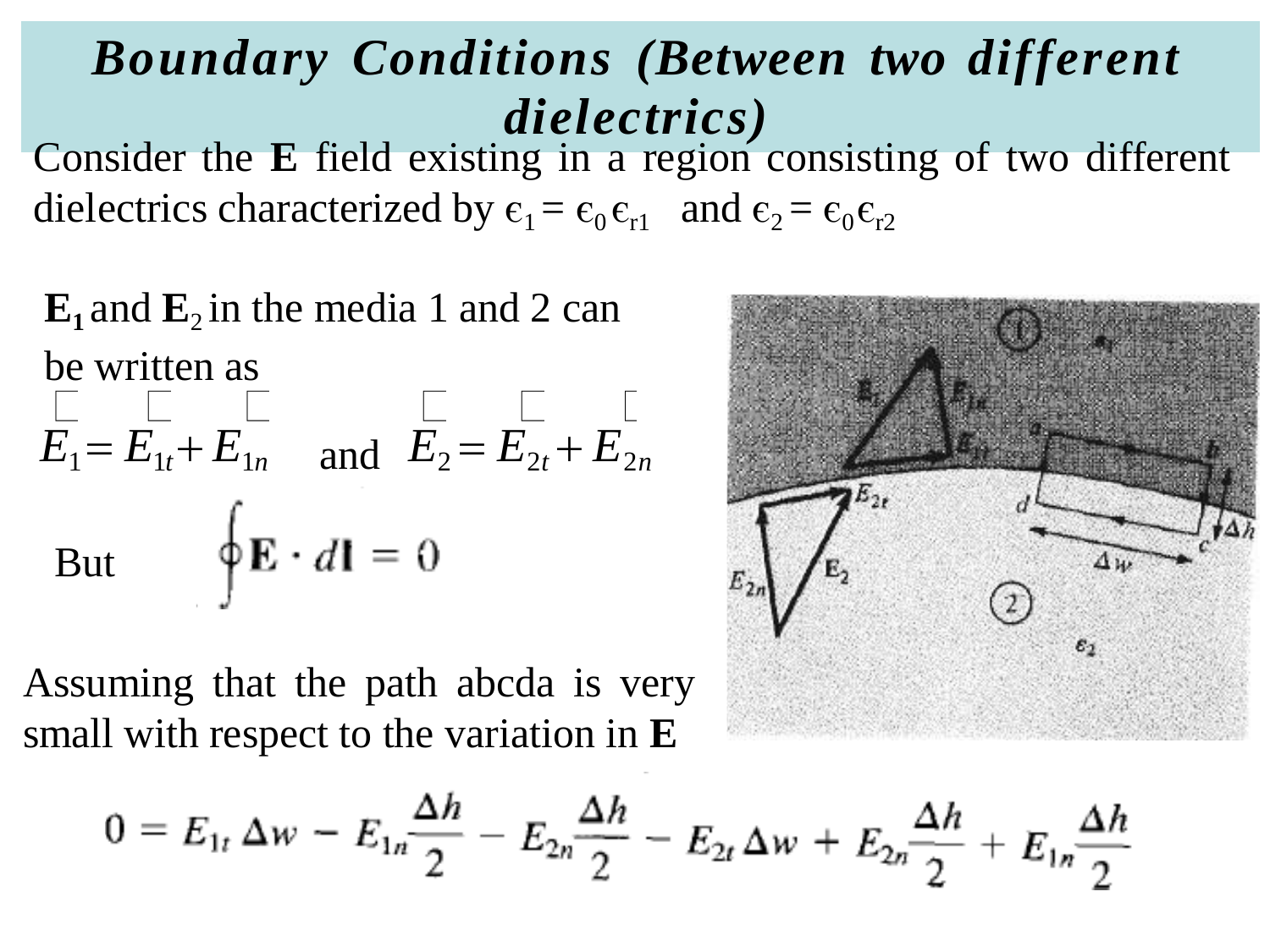# Boundary Conditions (Between two different dielectrics)

Consider the **E** field existing in a region consisting of two different dielectrics characterized by $\epsilon_1 = \epsilon_0 \epsilon_{r1}$ and $\epsilon_2 = \epsilon_0 \epsilon_{r2}$

$\mathbf{E}_1$ and $\mathbf{E}_2$ in the media 1 and 2 can be written as

$$\vec{E}_1 = \vec{E}_{1t} + \vec{E}_{1n} \quad \text{and} \quad \vec{E}_2 = \vec{E}_{2t} + \vec{E}_{2n}$$

But $\oint \mathbf{E} \cdot d\mathbf{l} = 0$

Assuming that the path abcda is very small with respect to the variation in **E**

$$0 = E_{1t}\,\Delta w - E_{1n}\frac{\Delta h}{2} - E_{2n}\frac{\Delta h}{2} - E_{2t}\,\Delta w + E_{2n}\frac{\Delta h}{2} + E_{1n}\frac{\Delta h}{2}$$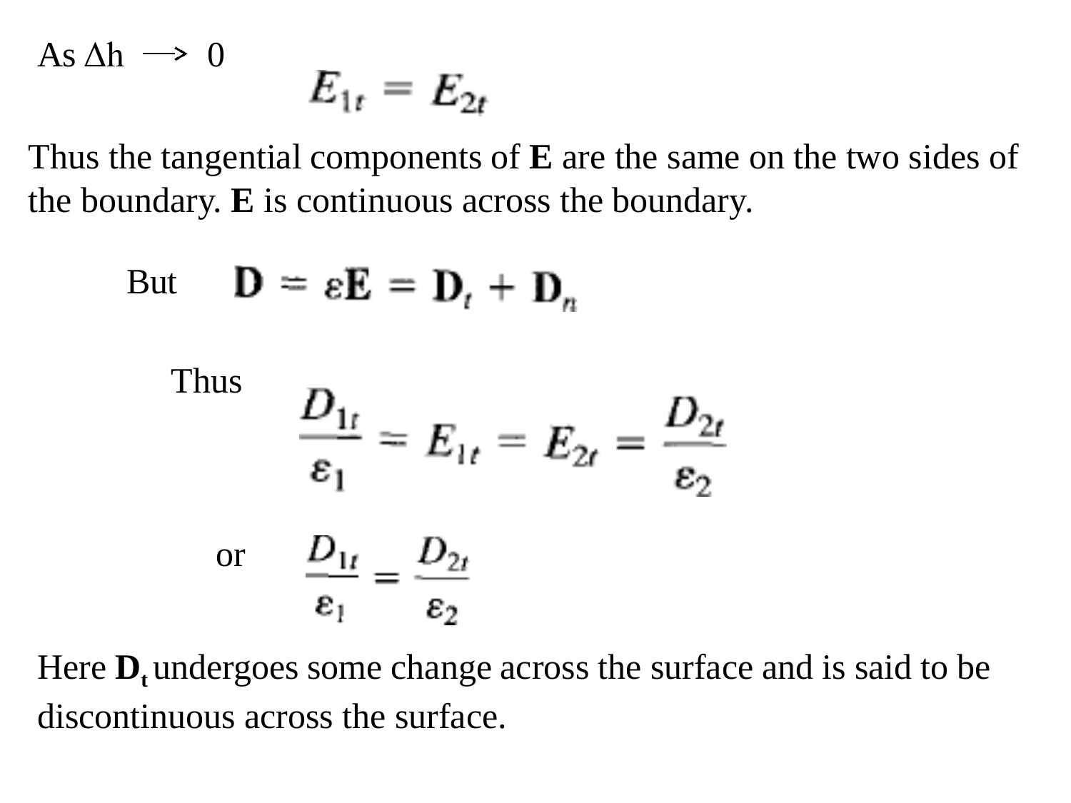As $\Delta h \longrightarrow 0$

$$E_{1t} = E_{2t}$$

Thus the tangential components of **E** are the same on the two sides of the boundary. **E** is continuous across the boundary.

But $\mathbf{D} = \varepsilon\mathbf{E} = \mathbf{D}_t + \mathbf{D}_n$

Thus

$$\frac{D_{1t}}{\varepsilon_1} = E_{1t} = E_{2t} = \frac{D_{2t}}{\varepsilon_2}$$

or

$$\frac{D_{1t}}{\varepsilon_1} = \frac{D_{2t}}{\varepsilon_2}$$

Here $\mathbf{D}_t$ undergoes some change across the surface and is said to be discontinuous across the surface.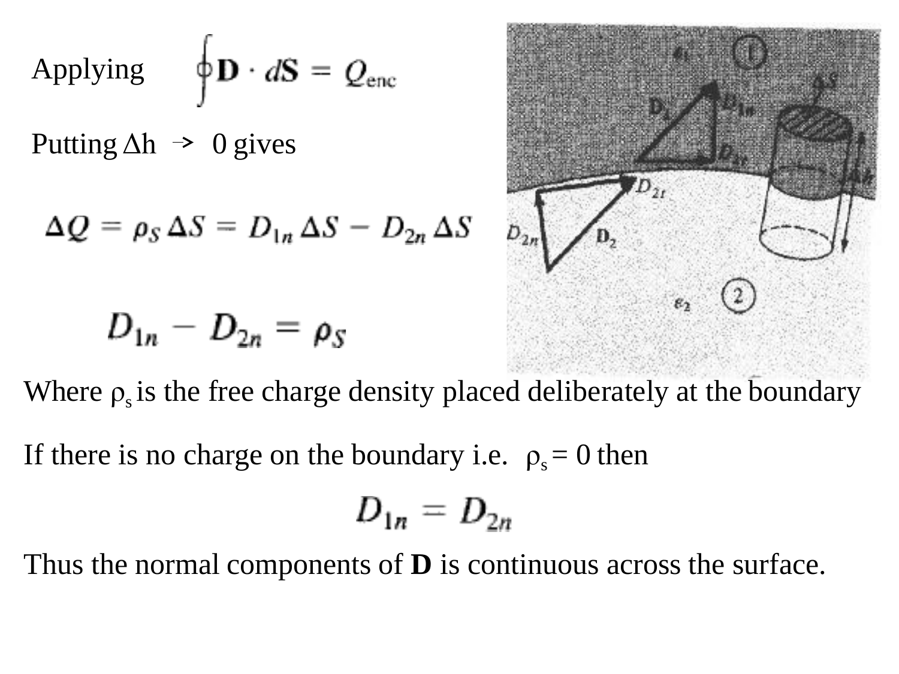Applying $\oint \mathbf{D} \cdot d\mathbf{S} = Q_{enc}$

Putting $\Delta h \to 0$ gives

$$\Delta Q = \rho_S \, \Delta S = D_{1n} \, \Delta S - D_{2n} \, \Delta S$$

$$D_{1n} - D_{2n} = \rho_S$$

Where $\rho_s$ is the free charge density placed deliberately at the boundary

If there is no charge on the boundary i.e. $\rho_s = 0$ then

$$D_{1n} = D_{2n}$$

Thus the normal components of **D** is continuous across the surface.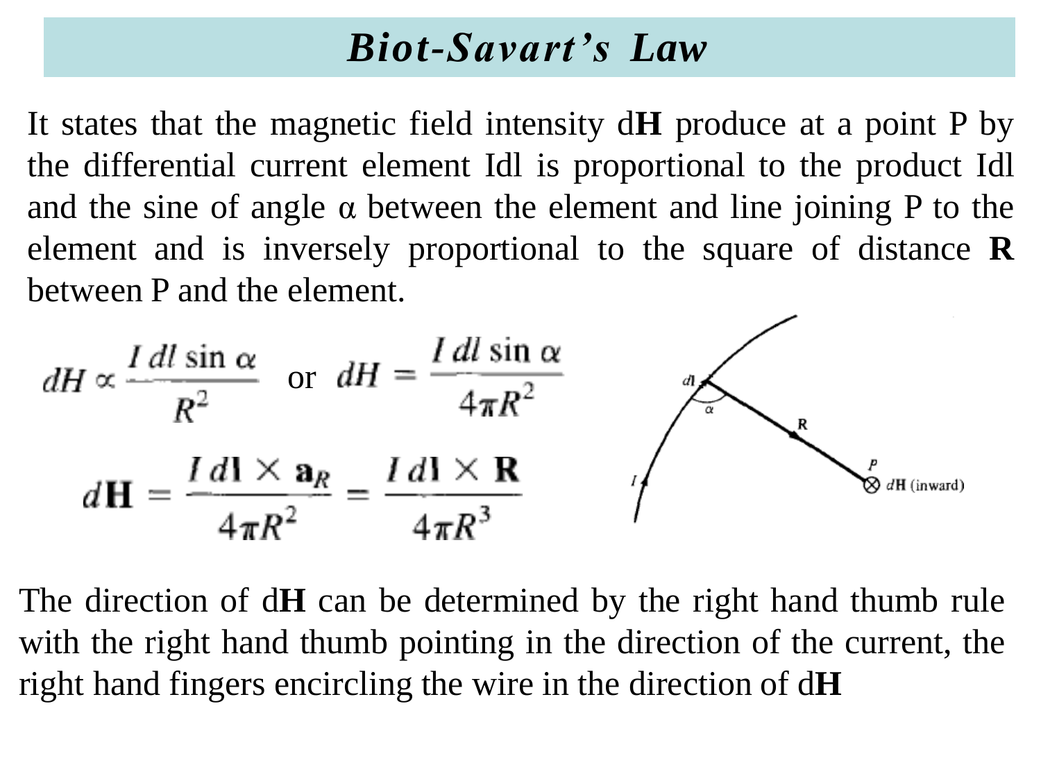# *Biot-Savart's Law*

It states that the magnetic field intensity d**H** produce at a point P by the differential current element Idl is proportional to the product Idl and the sine of angle α between the element and line joining P to the element and is inversely proportional to the square of distance **R** between P and the element.

$$dH \propto \frac{I\,dl \sin \alpha}{R^2} \quad \text{or} \quad dH = \frac{I\,dl \sin \alpha}{4\pi R^2}$$

$$d\mathbf{H} = \frac{I\,d\mathbf{l} \times \mathbf{a}_R}{4\pi R^2} = \frac{I\,d\mathbf{l} \times \mathbf{R}}{4\pi R^3}$$

The direction of d**H** can be determined by the right hand thumb rule with the right hand thumb pointing in the direction of the current, the right hand fingers encircling the wire in the direction of d**H**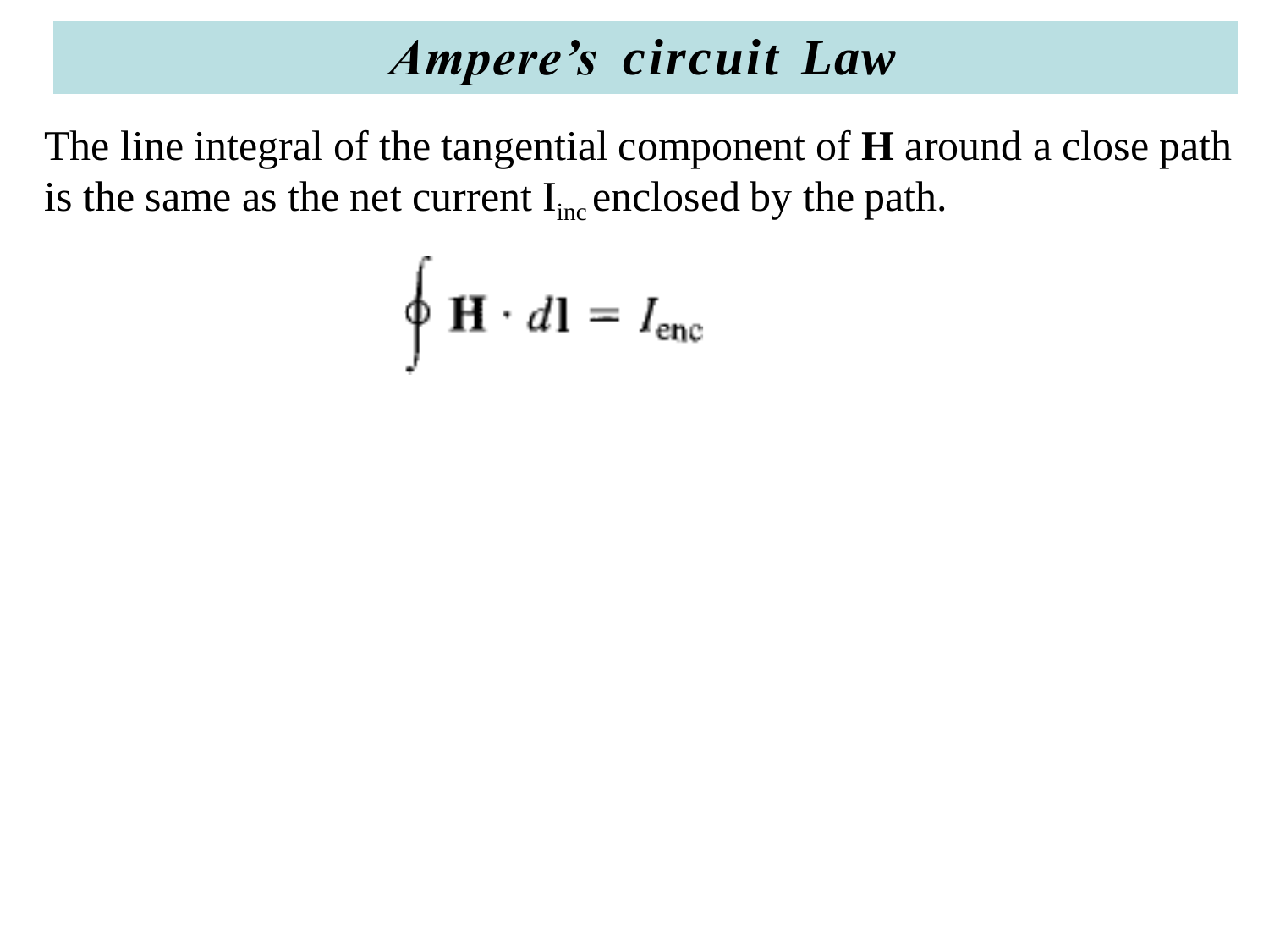# *Ampere's circuit Law*

The line integral of the tangential component of **H** around a close path is the same as the net current $I_{inc}$ enclosed by the path.

$$\oint \mathbf{H} \cdot d\mathbf{l} = I_{\text{enc}}$$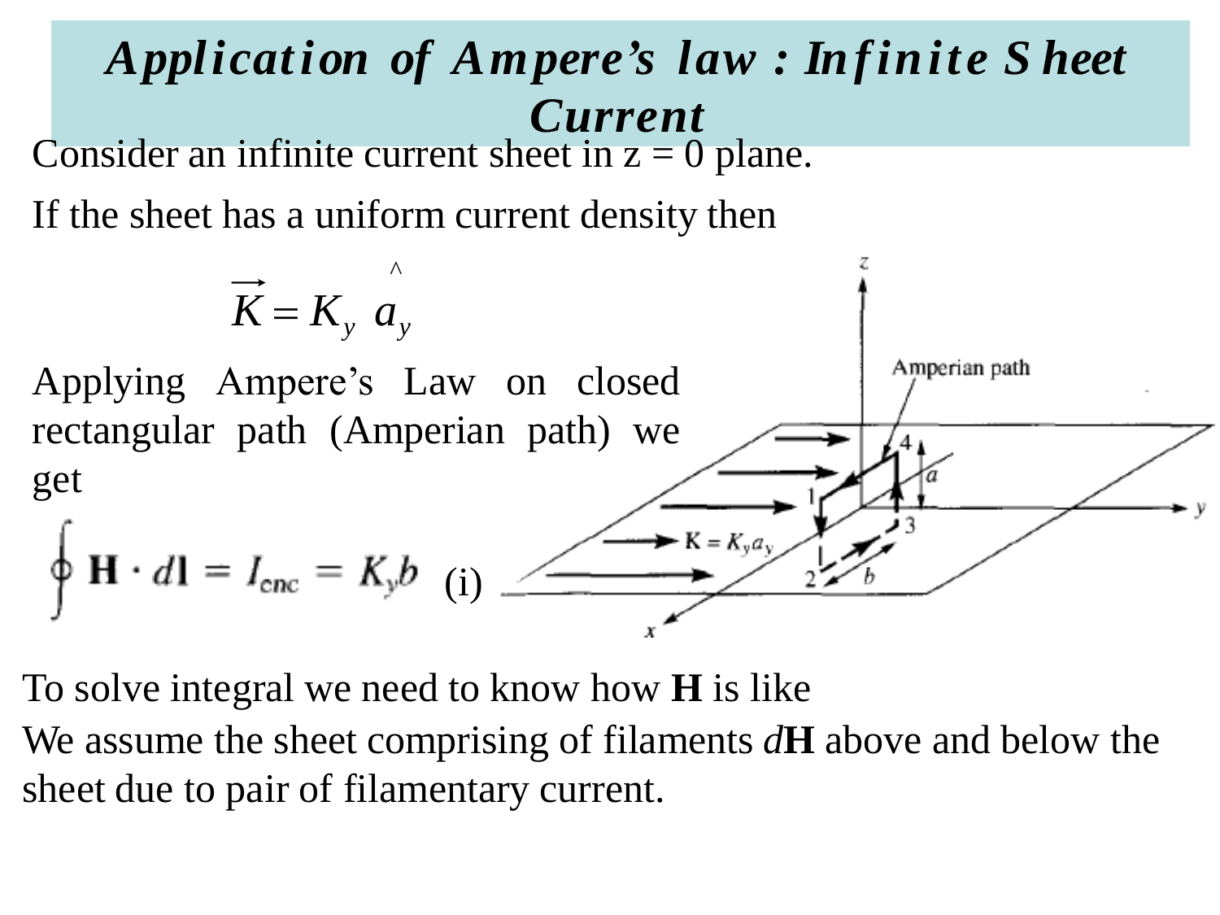# Application of Ampere's law : Infinite Sheet Current

Consider an infinite current sheet in z = 0 plane.

If the sheet has a uniform current density then

$$\vec{K} = K_y \hat{a}_y$$

Applying Ampere's Law on closed rectangular path (Amperian path) we get

$$\oint \mathbf{H} \cdot d\mathbf{l} = I_{enc} = K_y b \quad \text{(i)}$$

To solve integral we need to know how **H** is like

We assume the sheet comprising of filaments $d$**H** above and below the sheet due to pair of filamentary current.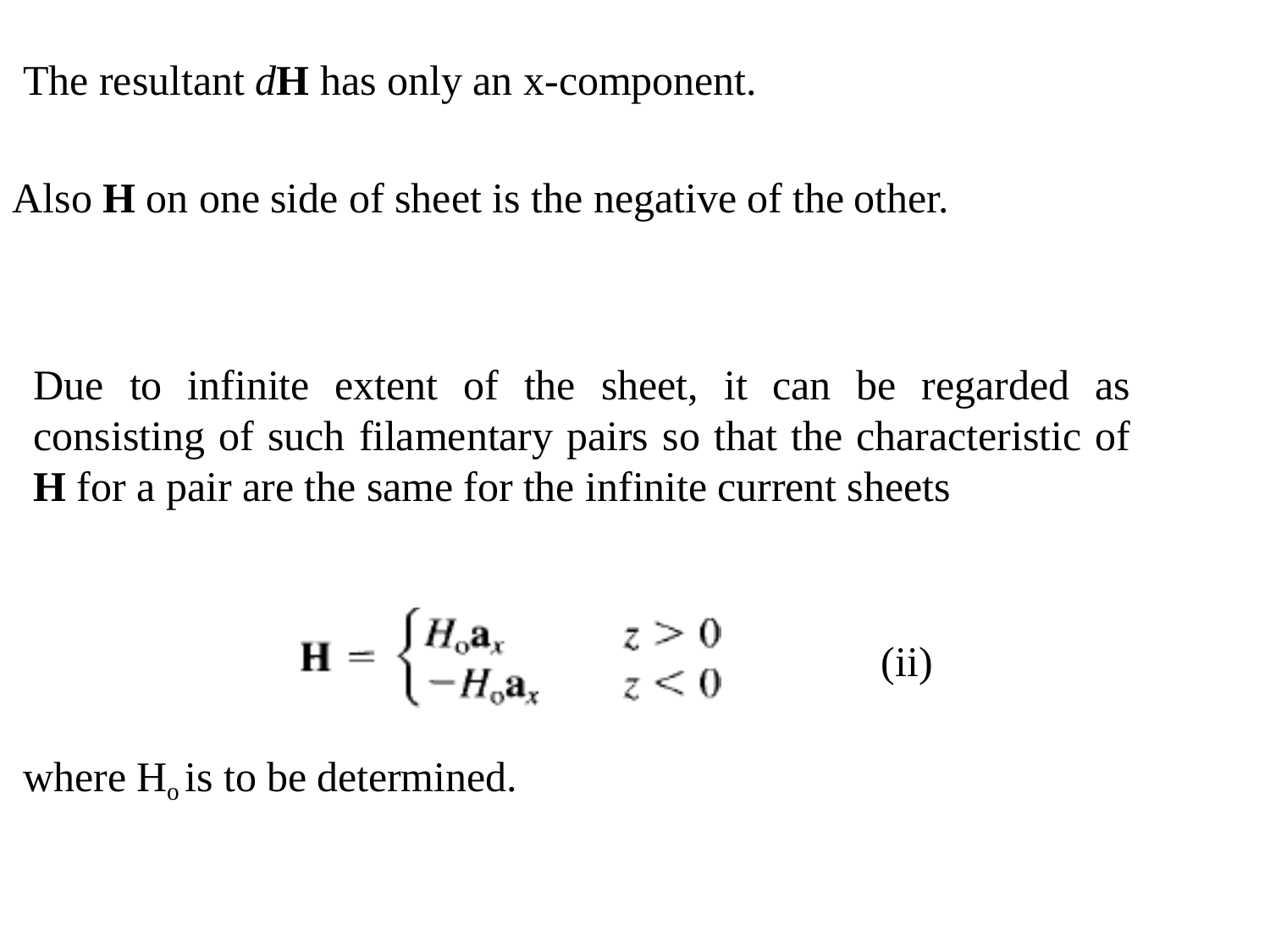The resultant $d\mathbf{H}$ has only an x-component.

Also **H** on one side of sheet is the negative of the other.

Due to infinite extent of the sheet, it can be regarded as consisting of such filamentary pairs so that the characteristic of **H** for a pair are the same for the infinite current sheets

$$\mathbf{H} = \begin{cases} H_o \mathbf{a}_x & z > 0 \\ -H_o \mathbf{a}_x & z < 0 \end{cases} \qquad \text{(ii)}$$

where $H_o$ is to be determined.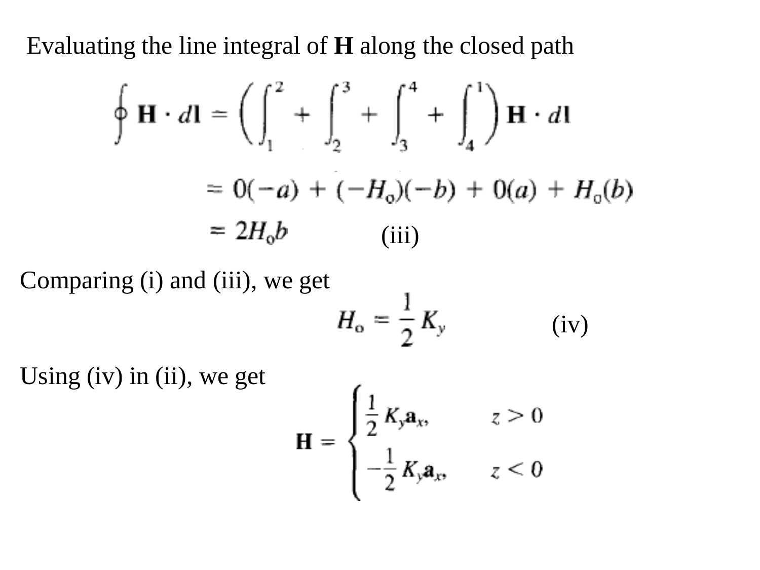Evaluating the line integral of **H** along the closed path

$$\oint \mathbf{H} \cdot d\mathbf{l} = \left( \int_1^2 + \int_2^3 + \int_3^4 + \int_4^1 \right) \mathbf{H} \cdot d\mathbf{l}$$

$$= 0(-a) + (-H_o)(-b) + 0(a) + H_o(b)$$

$$= 2H_o b \qquad \text{(iii)}$$

Comparing (i) and (iii), we get

$$H_o = \frac{1}{2} K_y \qquad \text{(iv)}$$

Using (iv) in (ii), we get

$$\mathbf{H} = \begin{cases} \dfrac{1}{2} K_y \mathbf{a}_x, & z > 0 \\ -\dfrac{1}{2} K_y \mathbf{a}_x, & z < 0 \end{cases}$$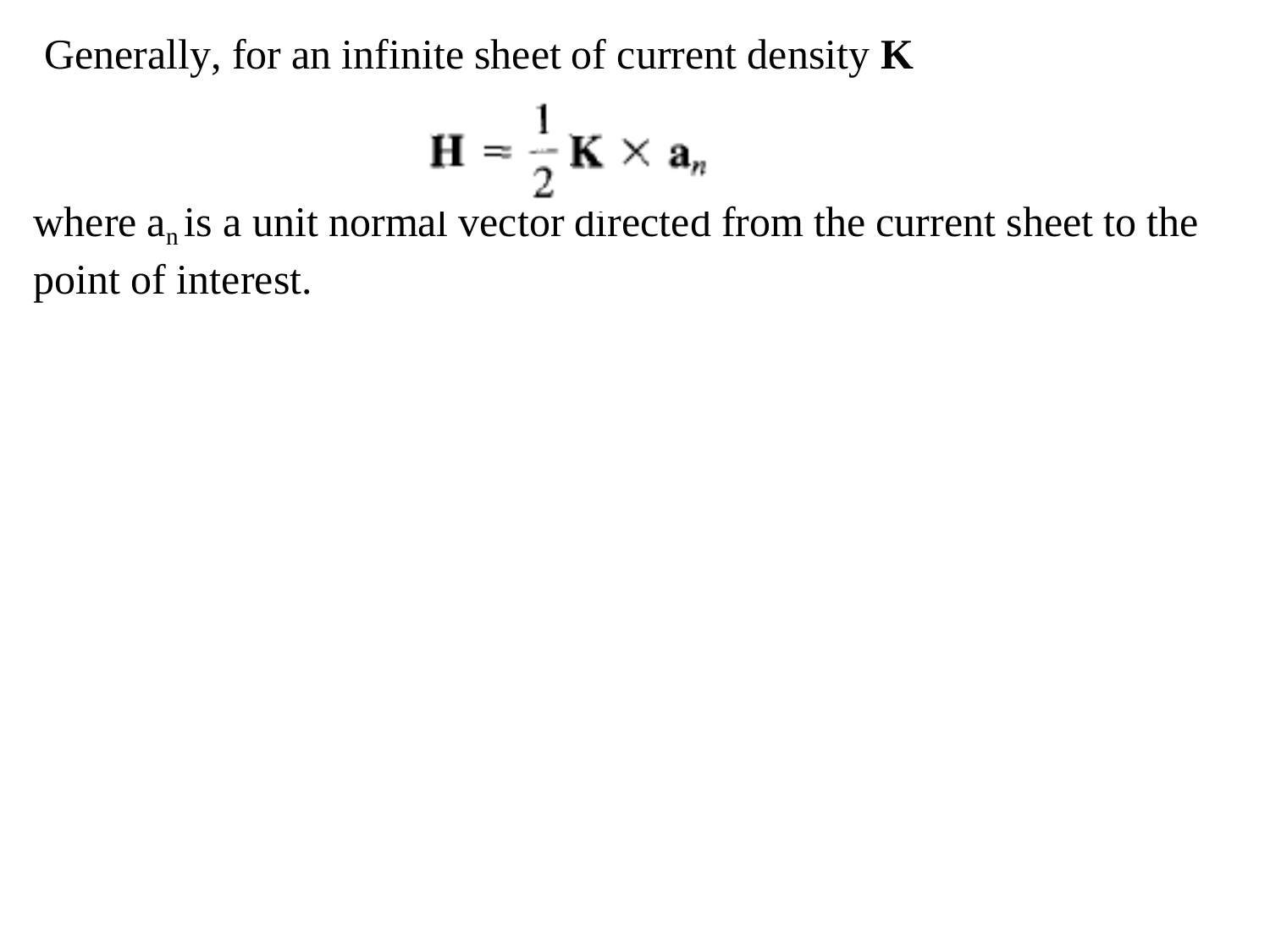Generally, for an infinite sheet of current density **K**

$$\mathbf{H} = \frac{1}{2}\mathbf{K} \times \mathbf{a}_n$$

where $a_n$ is a unit normal vector directed from the current sheet to the point of interest.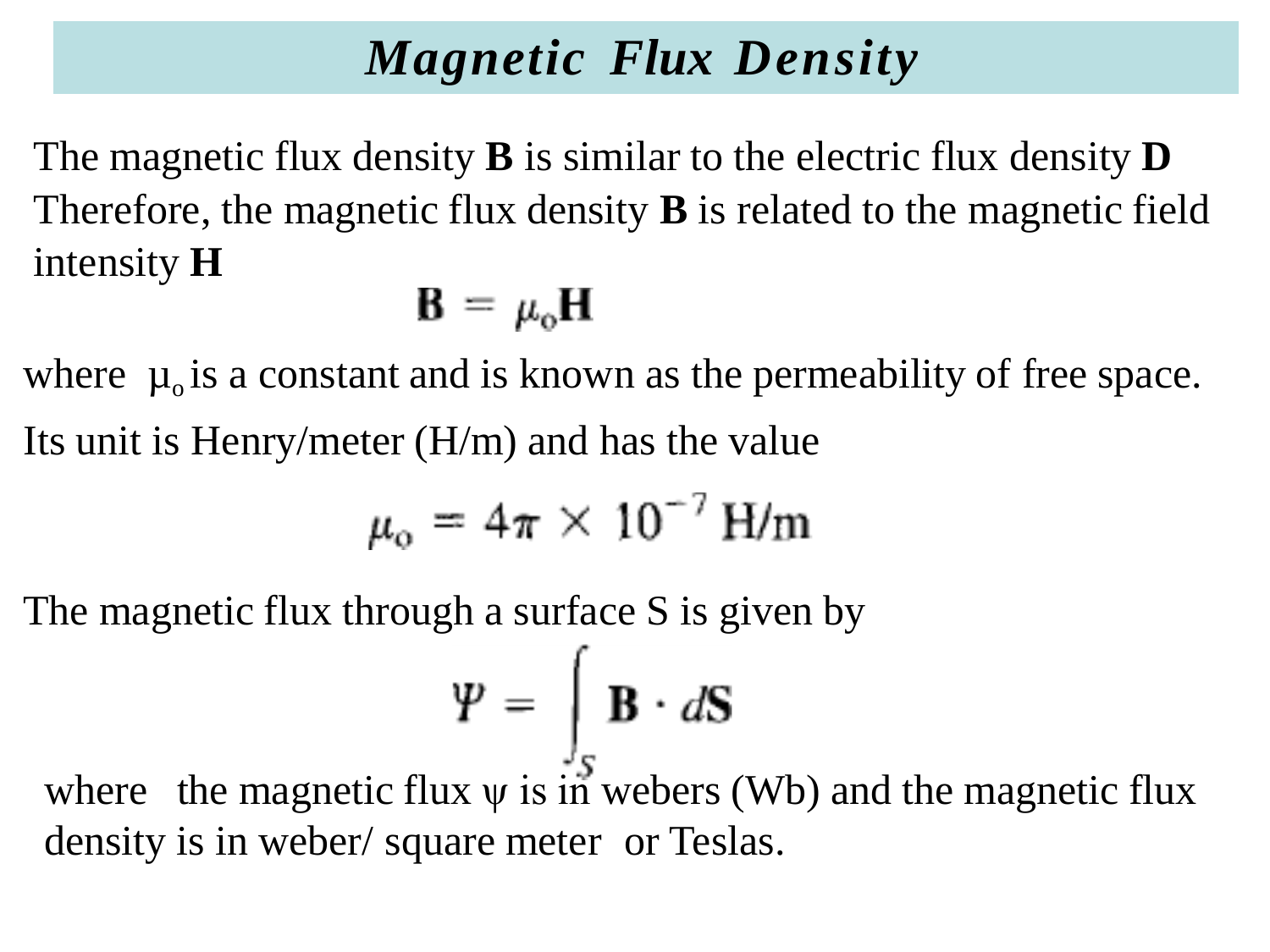# *Magnetic Flux Density*

The magnetic flux density **B** is similar to the electric flux density **D** Therefore, the magnetic flux density **B** is related to the magnetic field intensity **H**

$$\mathbf{B} = \mu_o \mathbf{H}$$

where $\mu_o$ is a constant and is known as the permeability of free space.

Its unit is Henry/meter (H/m) and has the value

$$\mu_o = 4\pi \times 10^{-7} \text{ H/m}$$

The magnetic flux through a surface S is given by

$$\Psi = \int_S \mathbf{B} \cdot d\mathbf{S}$$

where the magnetic flux $\psi$ is in webers (Wb) and the magnetic flux density is in weber/ square meter or Teslas.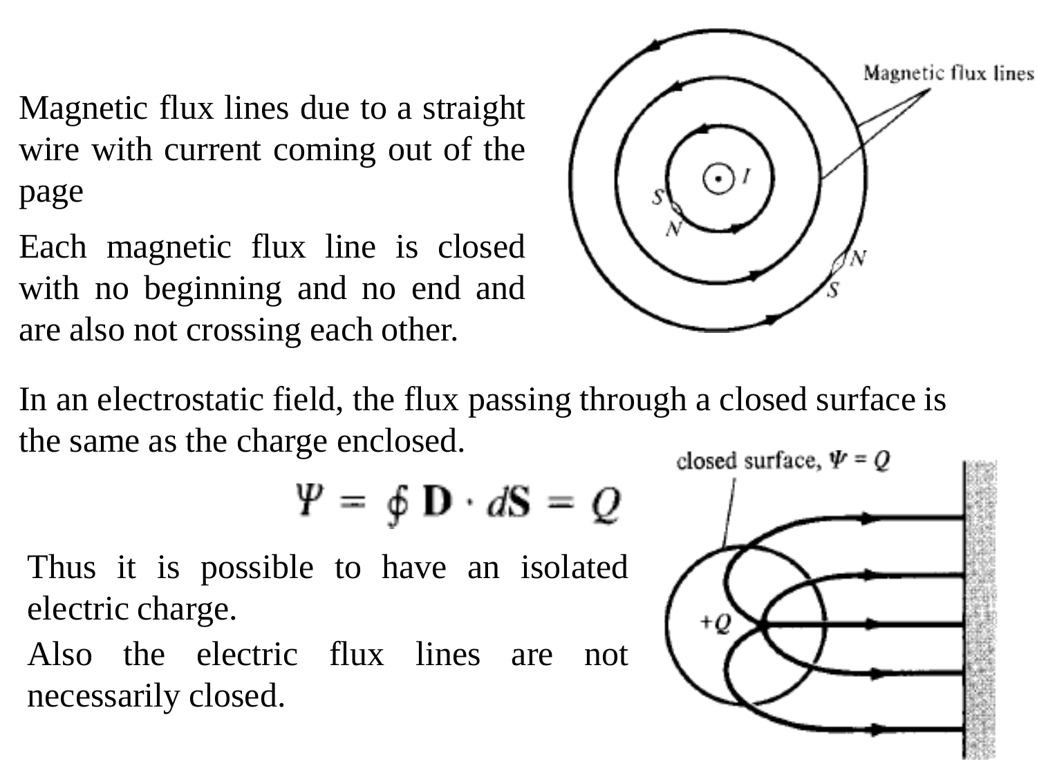Magnetic flux lines due to a straight wire with current coming out of the page

Each magnetic flux line is closed with no beginning and no end and are also not crossing each other.

In an electrostatic field, the flux passing through a closed surface is the same as the charge enclosed.

$$\Psi = \oint \mathbf{D} \cdot d\mathbf{S} = Q$$

Thus it is possible to have an isolated electric charge.

Also the electric flux lines are not necessarily closed.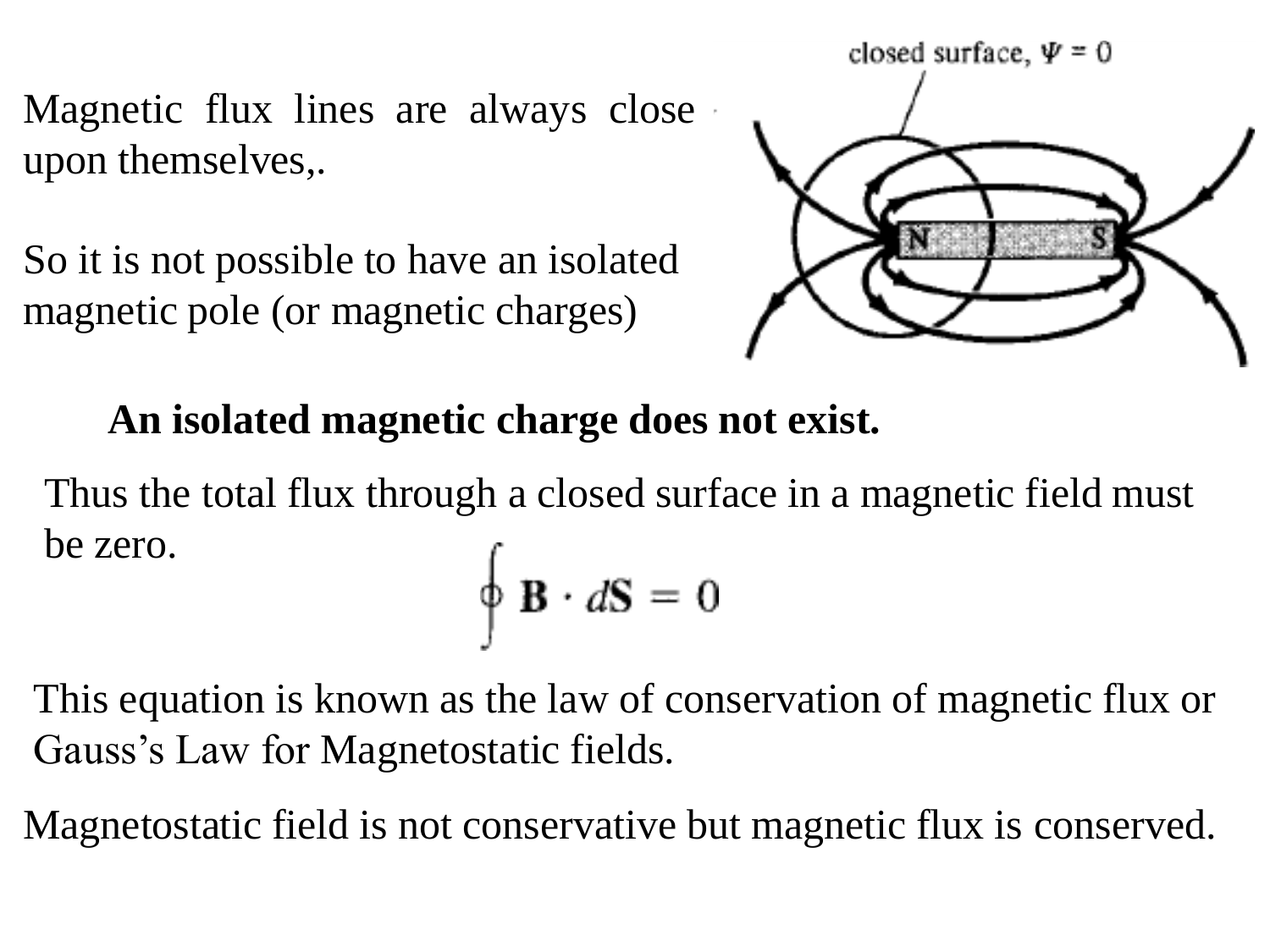Magnetic flux lines are always close upon themselves,.

So it is not possible to have an isolated magnetic pole (or magnetic charges)

closed surface, $\Psi = 0$

**An isolated magnetic charge does not exist.**

Thus the total flux through a closed surface in a magnetic field must be zero.

$$\oint \mathbf{B} \cdot d\mathbf{S} = 0$$

This equation is known as the law of conservation of magnetic flux or Gauss's Law for Magnetostatic fields.

Magnetostatic field is not conservative but magnetic flux is conserved.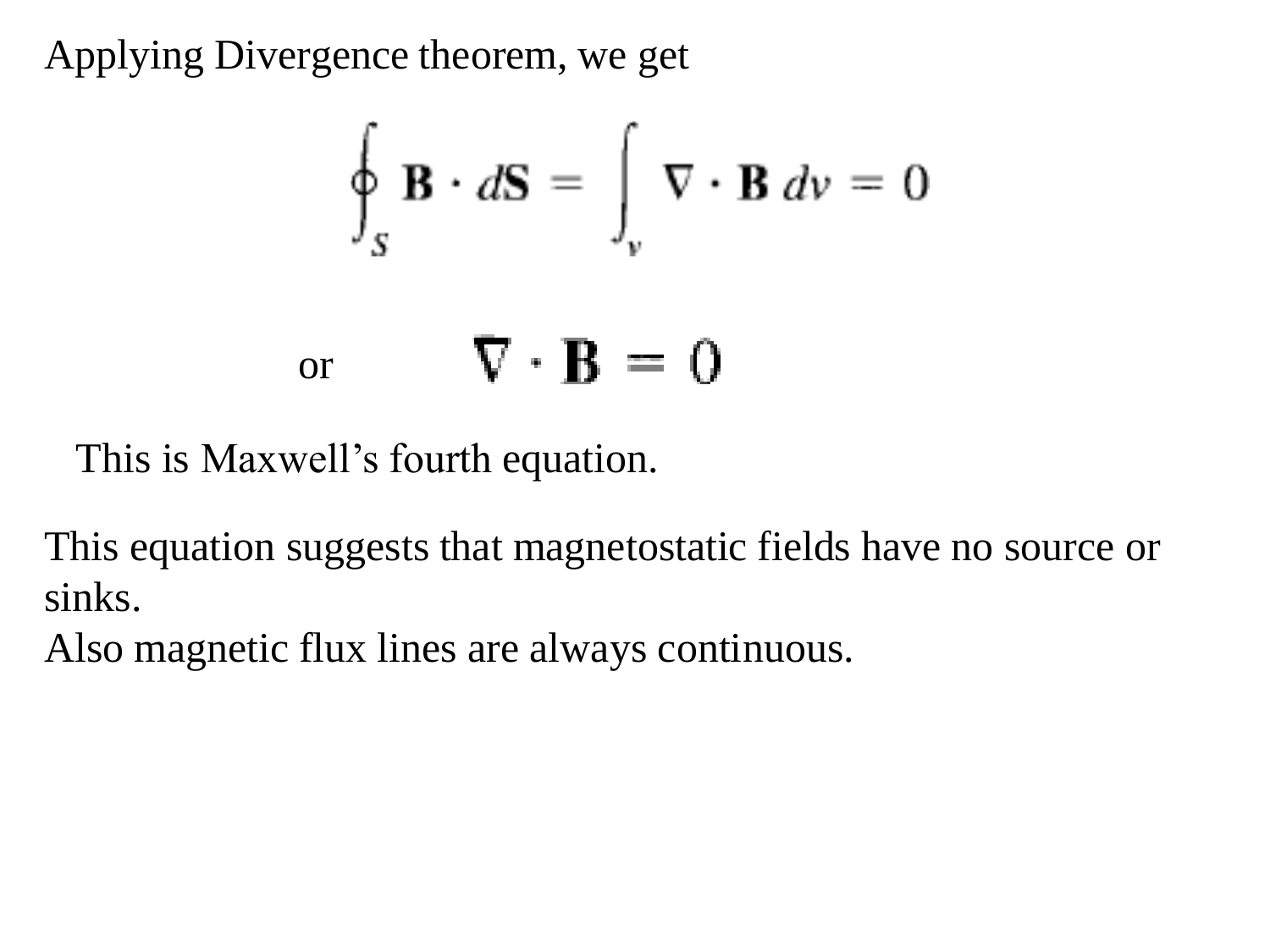Applying Divergence theorem, we get

$$\oint_S \mathbf{B} \cdot d\mathbf{S} = \int_v \nabla \cdot \mathbf{B} \, dv = 0$$

or

$$\nabla \cdot \mathbf{B} = 0$$

This is Maxwell’s fourth equation.

This equation suggests that magnetostatic fields have no source or sinks.
Also magnetic flux lines are always continuous.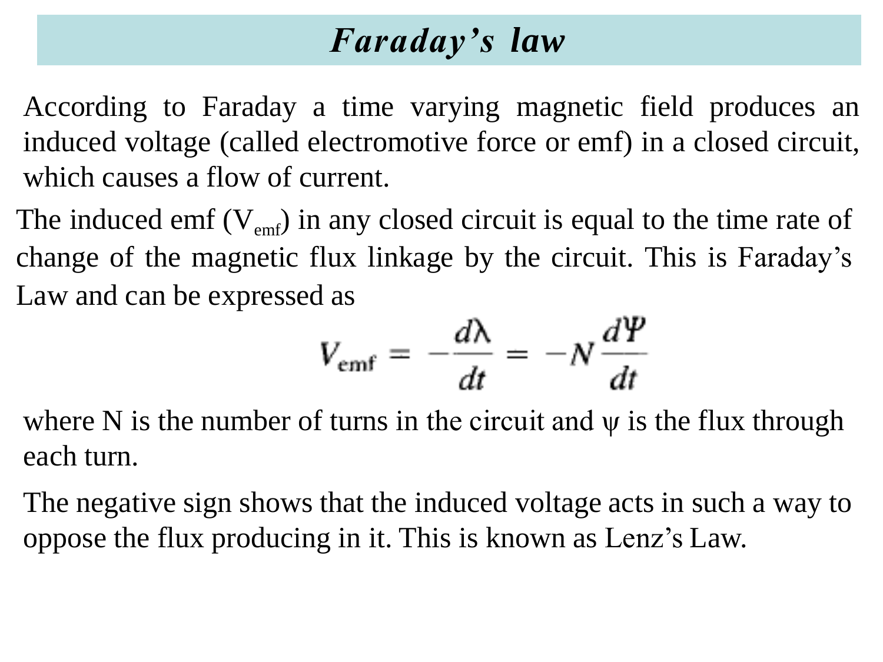# *Faraday's law*

According to Faraday a time varying magnetic field produces an induced voltage (called electromotive force or emf) in a closed circuit, which causes a flow of current.

The induced emf ($V_{emf}$) in any closed circuit is equal to the time rate of change of the magnetic flux linkage by the circuit. This is Faraday's Law and can be expressed as

$$V_{emf} = -\frac{d\lambda}{dt} = -N\frac{d\Psi}{dt}$$

where N is the number of turns in the circuit and $\psi$ is the flux through each turn.

The negative sign shows that the induced voltage acts in such a way to oppose the flux producing in it. This is known as Lenz's Law.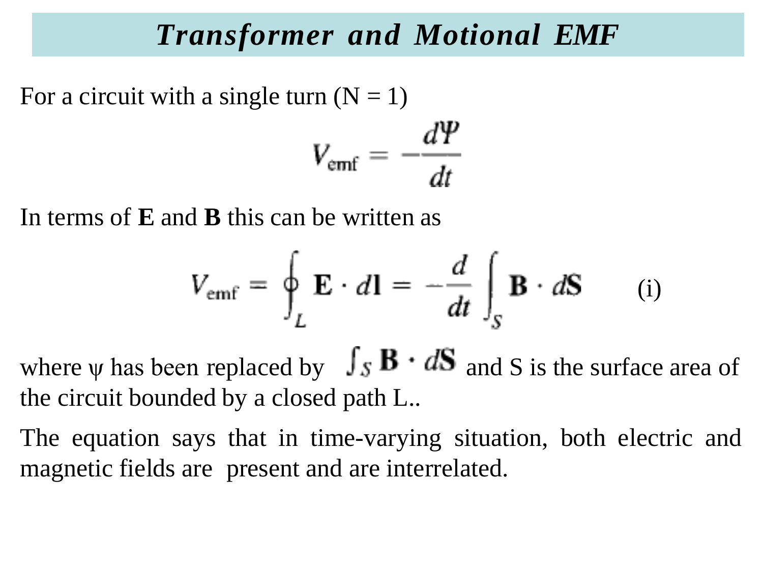# *Transformer and Motional EMF*

For a circuit with a single turn (N = 1)

$$V_{\mathrm{emf}} = -\frac{d\Psi}{dt}$$

In terms of **E** and **B** this can be written as

$$V_{\mathrm{emf}} = \oint_L \mathbf{E} \cdot d\mathbf{l} = -\frac{d}{dt} \int_S \mathbf{B} \cdot d\mathbf{S} \qquad \text{(i)}$$

where $\psi$ has been replaced by $\int_S \mathbf{B} \cdot d\mathbf{S}$ and S is the surface area of the circuit bounded by a closed path L..

The equation says that in time-varying situation, both electric and magnetic fields are present and are interrelated.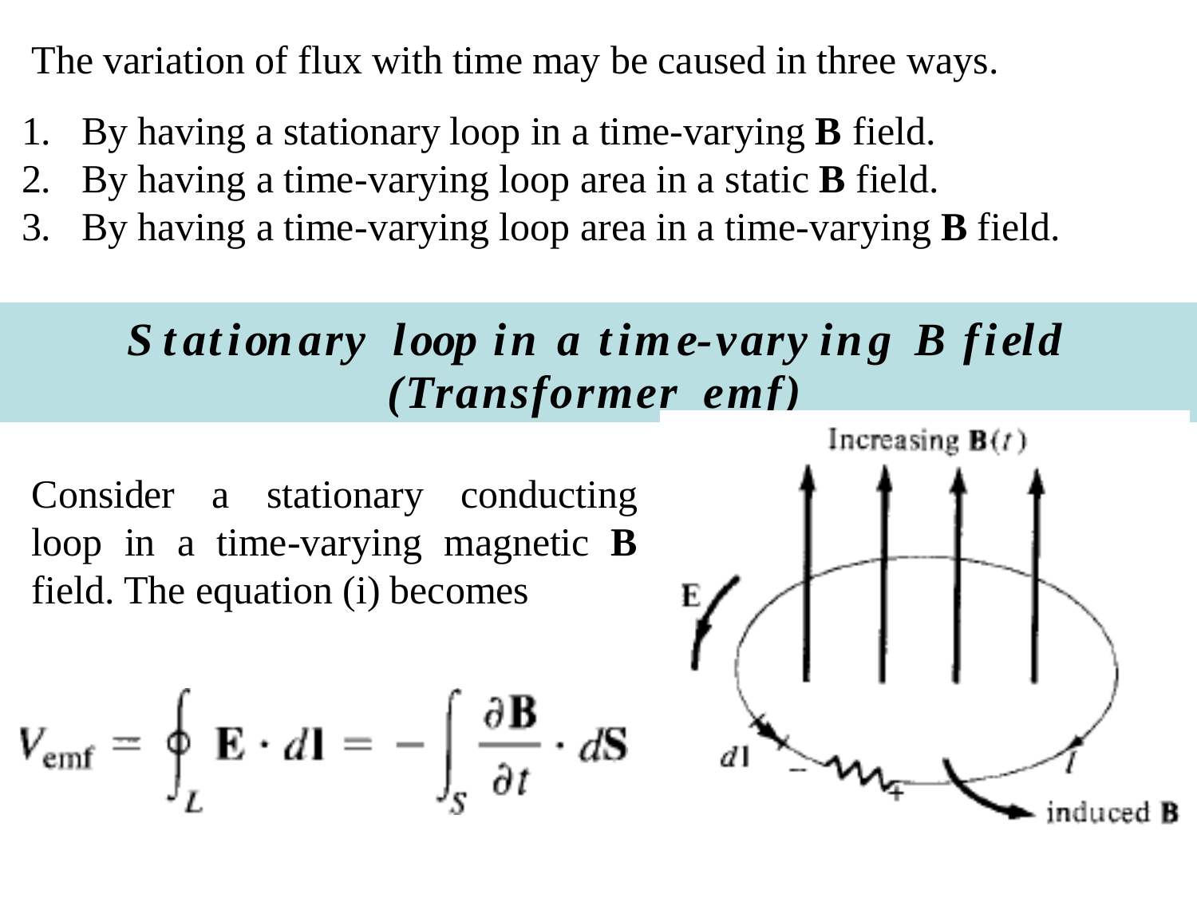The variation of flux with time may be caused in three ways.

1. By having a stationary loop in a time-varying **B** field.
2. By having a time-varying loop area in a static **B** field.
3. By having a time-varying loop area in a time-varying **B** field.

## *Stationary loop in a time-varying B field (Transformer emf)*

Consider a stationary conducting loop in a time-varying magnetic **B** field. The equation (i) becomes

$$V_{emf} = \oint_L \mathbf{E} \cdot d\mathbf{l} = -\int_S \frac{\partial \mathbf{B}}{\partial t} \cdot d\mathbf{S}$$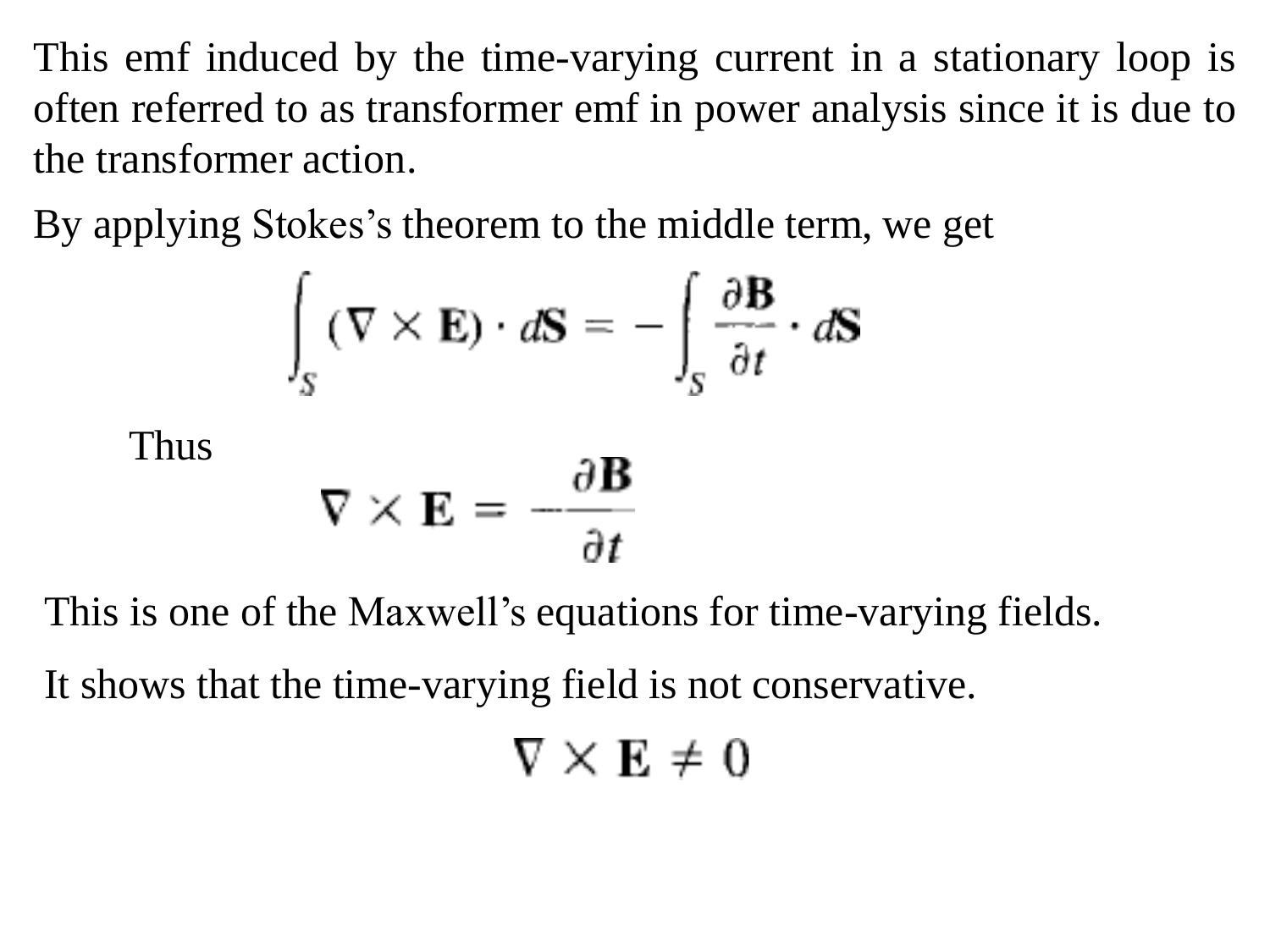This emf induced by the time-varying current in a stationary loop is often referred to as transformer emf in power analysis since it is due to the transformer action.

By applying Stokes's theorem to the middle term, we get

$$\int_S (\nabla \times \mathbf{E}) \cdot d\mathbf{S} = -\int_S \frac{\partial \mathbf{B}}{\partial t} \cdot d\mathbf{S}$$

Thus

$$\nabla \times \mathbf{E} = -\frac{\partial \mathbf{B}}{\partial t}$$

This is one of the Maxwell's equations for time-varying fields.

It shows that the time-varying field is not conservative.

$$\nabla \times \mathbf{E} \neq 0$$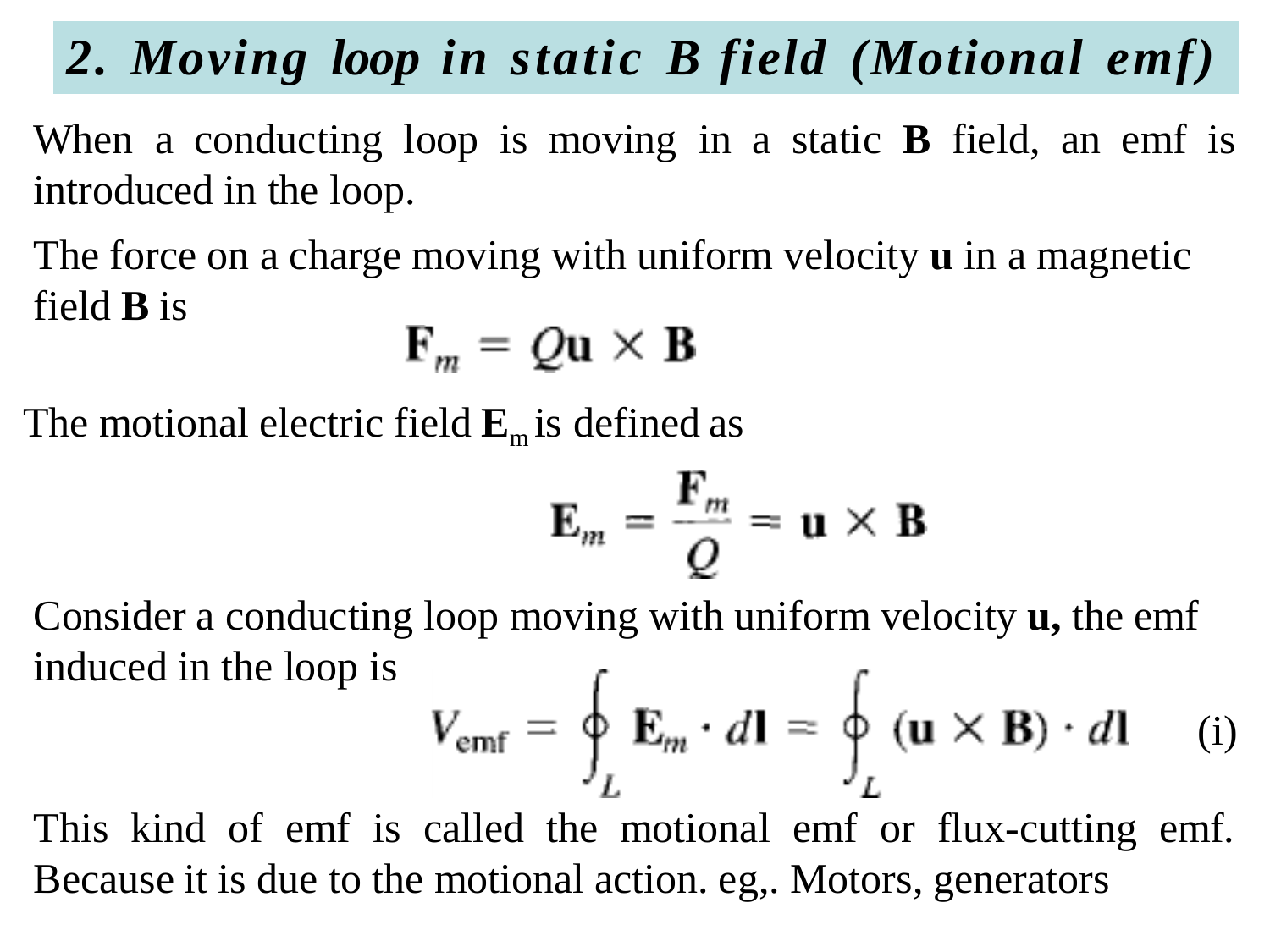## *2. Moving loop in static B field (Motional emf)*

When a conducting loop is moving in a static **B** field, an emf is introduced in the loop.

The force on a charge moving with uniform velocity **u** in a magnetic field **B** is

$$\mathbf{F}_m = Q\mathbf{u} \times \mathbf{B}$$

The motional electric field $\mathbf{E}_m$ is defined as

$$\mathbf{E}_m = \frac{\mathbf{F}_m}{Q} = \mathbf{u} \times \mathbf{B}$$

Consider a conducting loop moving with uniform velocity **u,** the emf induced in the loop is

$$V_{\text{emf}} = \oint_L \mathbf{E}_m \cdot d\mathbf{l} = \oint_L (\mathbf{u} \times \mathbf{B}) \cdot d\mathbf{l} \qquad \text{(i)}$$

This kind of emf is called the motional emf or flux-cutting emf. Because it is due to the motional action. eg,. Motors, generators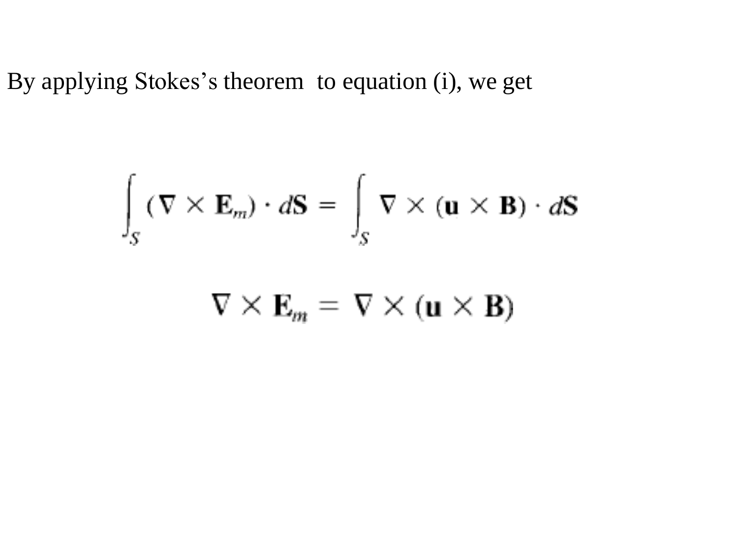By applying Stokes's theorem to equation (i), we get

$$\int_S (\nabla \times \mathbf{E}_m) \cdot d\mathbf{S} = \int_S \nabla \times (\mathbf{u} \times \mathbf{B}) \cdot d\mathbf{S}$$

$$\nabla \times \mathbf{E}_m = \nabla \times (\mathbf{u} \times \mathbf{B})$$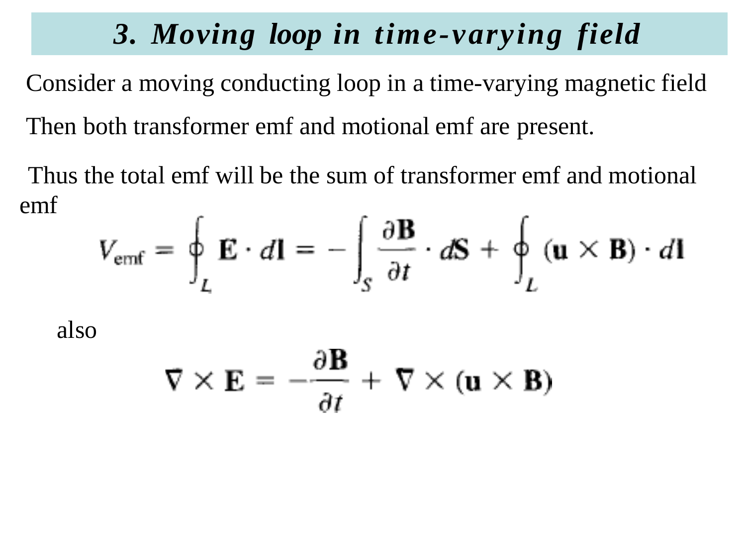# *3. Moving loop in time-varying field*

Consider a moving conducting loop in a time-varying magnetic field

Then both transformer emf and motional emf are present.

Thus the total emf will be the sum of transformer emf and motional emf

$$V_{\text{emf}} = \oint_L \mathbf{E} \cdot d\mathbf{l} = -\int_S \frac{\partial \mathbf{B}}{\partial t} \cdot d\mathbf{S} + \oint_L (\mathbf{u} \times \mathbf{B}) \cdot d\mathbf{l}$$

also

$$\nabla \times \mathbf{E} = -\frac{\partial \mathbf{B}}{\partial t} + \nabla \times (\mathbf{u} \times \mathbf{B})$$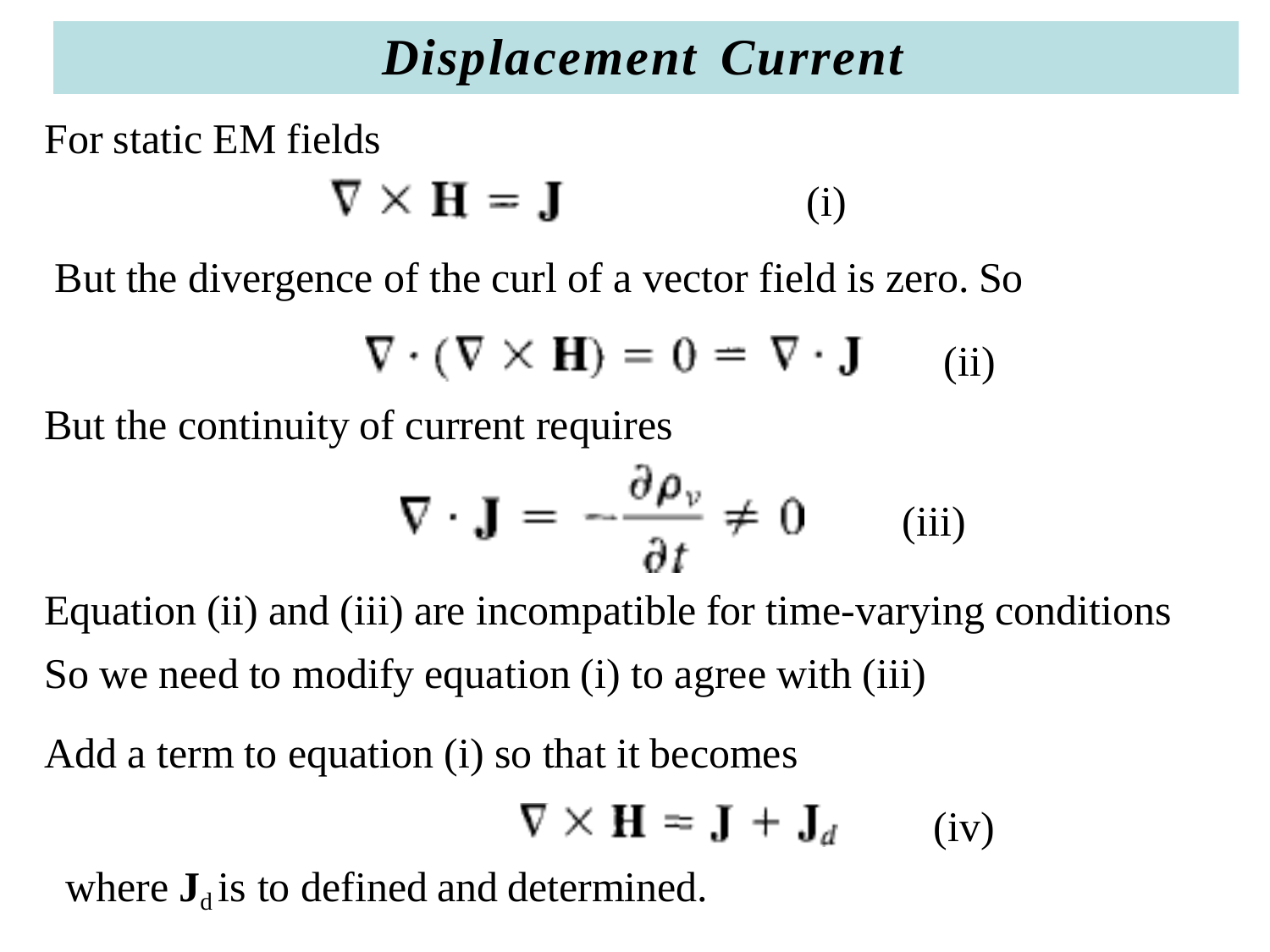# *Displacement Current*

For static EM fields

$$\nabla \times \mathbf{H} = \mathbf{J} \qquad \text{(i)}$$

But the divergence of the curl of a vector field is zero. So

$$\nabla \cdot (\nabla \times \mathbf{H}) = 0 = \nabla \cdot \mathbf{J} \qquad \text{(ii)}$$

But the continuity of current requires

$$\nabla \cdot \mathbf{J} = -\frac{\partial \rho_v}{\partial t} \neq 0 \qquad \text{(iii)}$$

Equation (ii) and (iii) are incompatible for time-varying conditions

So we need to modify equation (i) to agree with (iii)

Add a term to equation (i) so that it becomes

$$\nabla \times \mathbf{H} = \mathbf{J} + \mathbf{J}_d \qquad \text{(iv)}$$

where $\mathbf{J}_d$ is to defined and determined.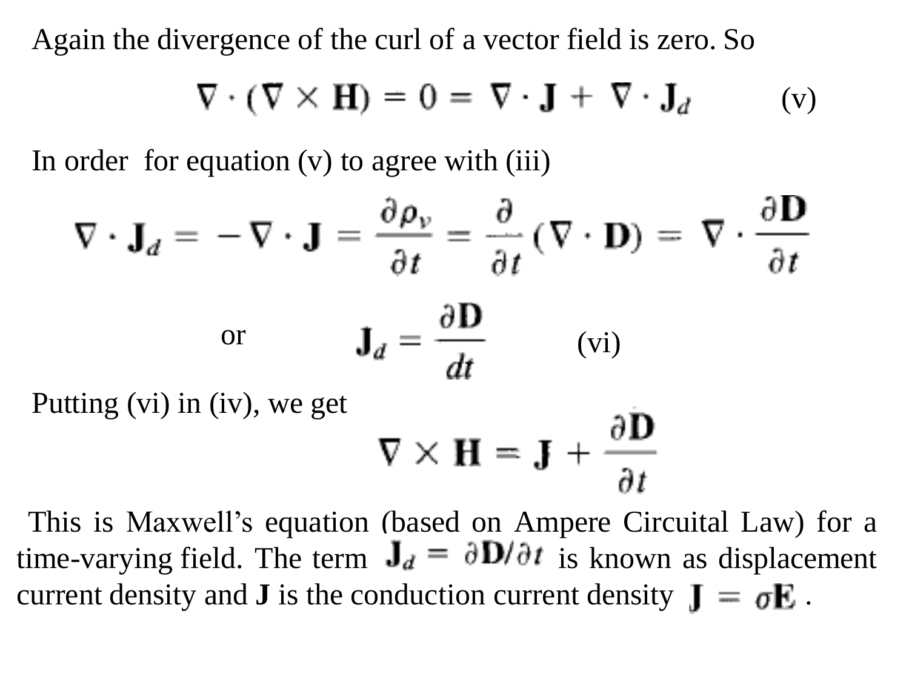Again the divergence of the curl of a vector field is zero. So

$$\nabla \cdot (\nabla \times \mathbf{H}) = 0 = \nabla \cdot \mathbf{J} + \nabla \cdot \mathbf{J}_d \qquad \text{(v)}$$

In order for equation (v) to agree with (iii)

$$\nabla \cdot \mathbf{J}_d = -\nabla \cdot \mathbf{J} = \frac{\partial \rho_v}{\partial t} = \frac{\partial}{\partial t}(\nabla \cdot \mathbf{D}) = \nabla \cdot \frac{\partial \mathbf{D}}{\partial t}$$

or

$$\mathbf{J}_d = \frac{\partial \mathbf{D}}{dt} \qquad \text{(vi)}$$

Putting (vi) in (iv), we get

$$\nabla \times \mathbf{H} = \mathbf{J} + \frac{\partial \mathbf{D}}{\partial t}$$

This is Maxwell's equation (based on Ampere Circuital Law) for a time-varying field. The term $\mathbf{J}_d = \partial \mathbf{D}/\partial t$ is known as displacement current density and **J** is the conduction current density $\mathbf{J} = \sigma \mathbf{E}$ .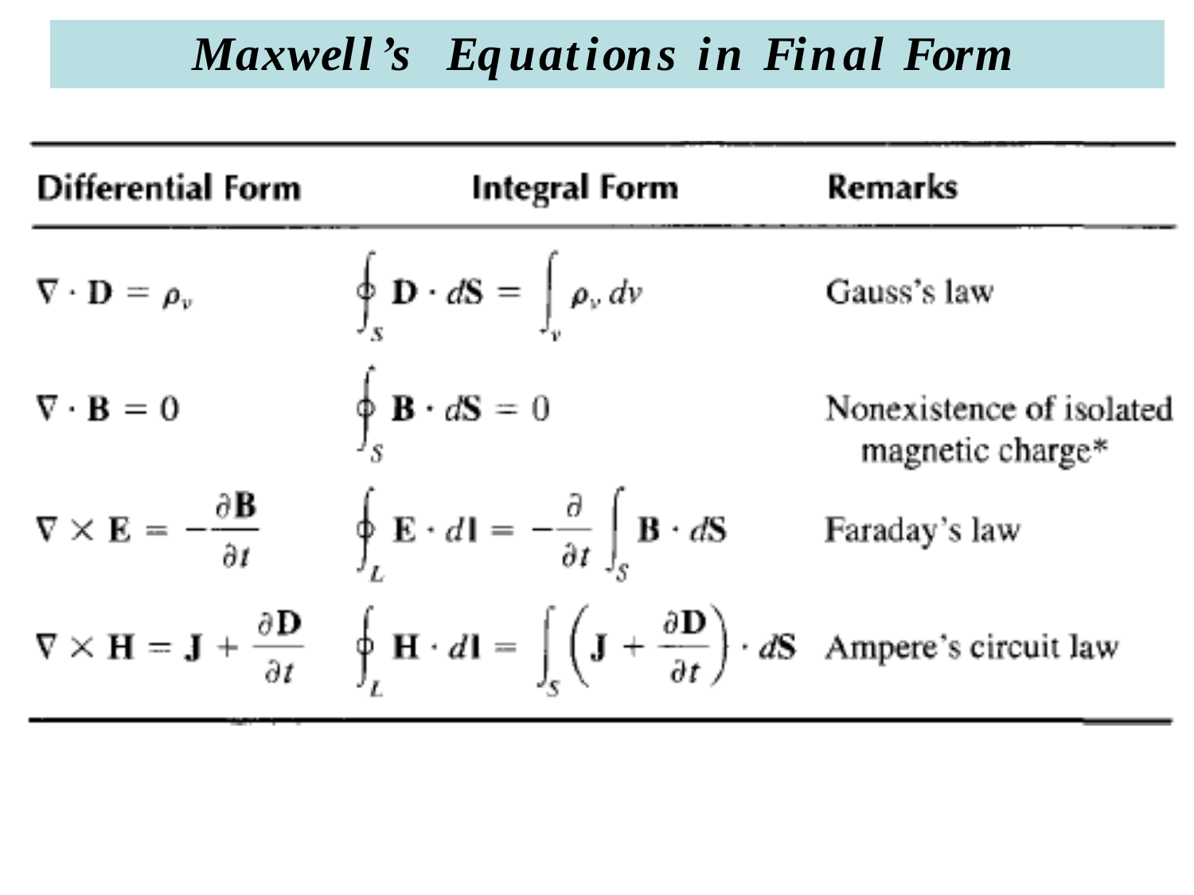# *Maxwell's Equations in Final Form*

| Differential Form | Integral Form | Remarks |
| --- | --- | --- |
| $\nabla \cdot \mathbf{D} = \rho_v$ | $\oint_S \mathbf{D} \cdot d\mathbf{S} = \int_v \rho_v \, dv$ | Gauss's law |
| $\nabla \cdot \mathbf{B} = 0$ | $\oint_S \mathbf{B} \cdot d\mathbf{S} = 0$ | Nonexistence of isolated magnetic charge* |
| $\nabla \times \mathbf{E} = -\dfrac{\partial \mathbf{B}}{\partial t}$ | $\oint_L \mathbf{E} \cdot d\mathbf{l} = -\dfrac{\partial}{\partial t} \int_S \mathbf{B} \cdot d\mathbf{S}$ | Faraday's law |
| $\nabla \times \mathbf{H} = \mathbf{J} + \dfrac{\partial \mathbf{D}}{\partial t}$ | $\oint_L \mathbf{H} \cdot d\mathbf{l} = \int_S \left( \mathbf{J} + \dfrac{\partial \mathbf{D}}{\partial t} \right) \cdot d\mathbf{S}$ | Ampere's circuit law |